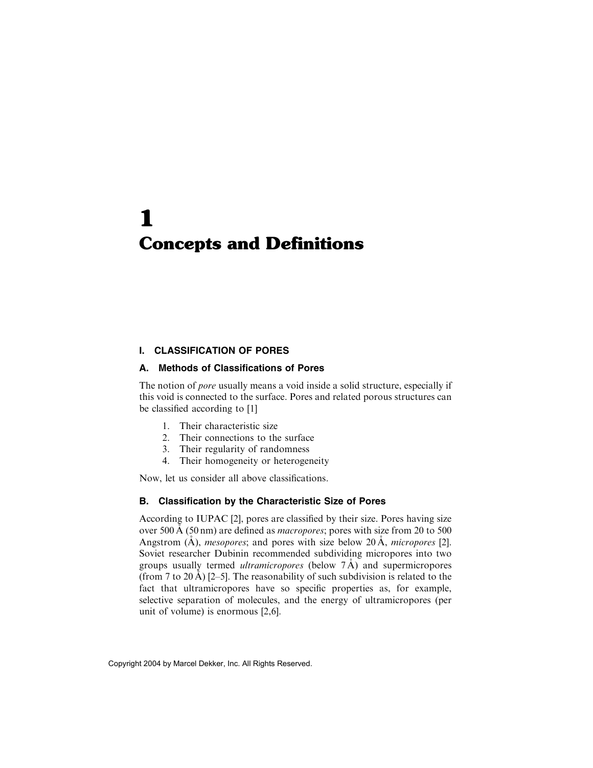# 1 Concepts and Definitions

## I. CLASSIFICATION OF PORES

### A. Methods of Classifications of Pores

The notion of *pore* usually means a void inside a solid structure, especially if this void is connected to the surface. Pores and related porous structures can be classified according to [1]

1. Their characteristic size
2. Their connections to the surface
3. Their regularity of randomness
4. Their homogeneity or heterogeneity

Now, let us consider all above classifications.

### B. Classification by the Characteristic Size of Pores

According to IUPAC [2], pores are classified by their size. Pores having size over 500 Å (50 nm) are defined as *macropores*; pores with size from 20 to 500 Angstrom (Å), *mesopores*; and pores with size below 20 Å, *micropores* [2]. Soviet researcher Dubinin recommended subdividing micropores into two groups usually termed *ultramicropores* (below 7 Å) and supermicropores (from 7 to 20 Å) [2–5]. The reasonability of such subdivision is related to the fact that ultramicropores have so specific properties as, for example, selective separation of molecules, and the energy of ultramicropores (per unit of volume) is enormous [2,6].

Copyright 2004 by Marcel Dekker, Inc. All Rights Reserved.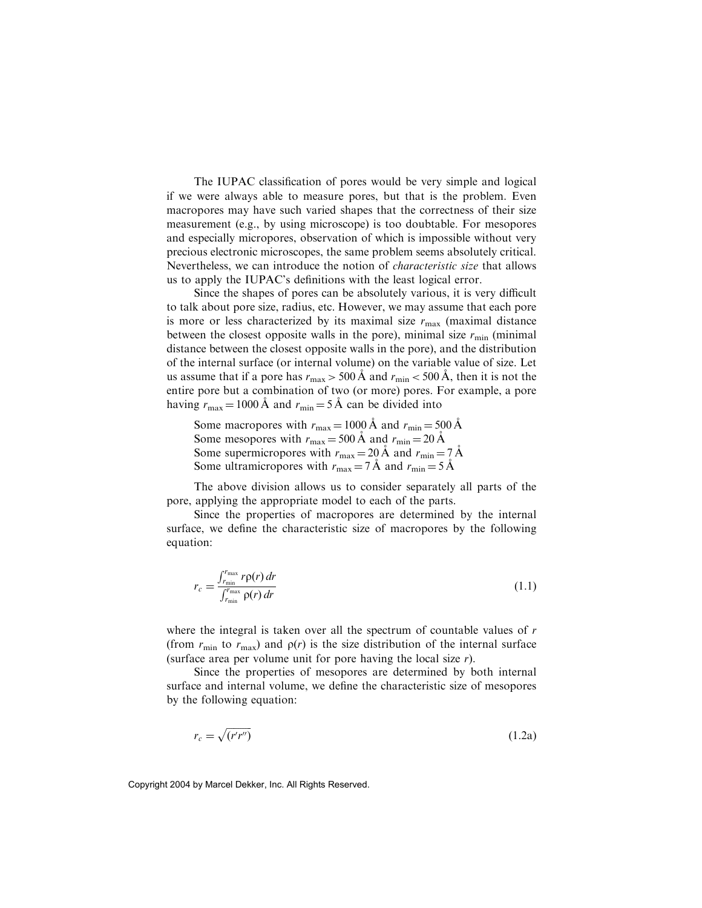The IUPAC classification of pores would be very simple and logical if we were always able to measure pores, but that is the problem. Even macropores may have such varied shapes that the correctness of their size measurement (e.g., by using microscope) is too doubtable. For mesopores and especially micropores, observation of which is impossible without very precious electronic microscopes, the same problem seems absolutely critical. Nevertheless, we can introduce the notion of *characteristic size* that allows us to apply the IUPAC's definitions with the least logical error.

Since the shapes of pores can be absolutely various, it is very difficult to talk about pore size, radius, etc. However, we may assume that each pore is more or less characterized by its maximal size $r_{\max}$ (maximal distance between the closest opposite walls in the pore), minimal size $r_{\min}$ (minimal distance between the closest opposite walls in the pore), and the distribution of the internal surface (or internal volume) on the variable value of size. Let us assume that if a pore has $r_{\max} > 500$ Å and $r_{\min} < 500$ Å, then it is not the entire pore but a combination of two (or more) pores. For example, a pore having $r_{\max} = 1000$ Å and $r_{\min} = 5$ Å can be divided into

Some macropores with $r_{\max} = 1000$ Å and $r_{\min} = 500$ Å
Some mesopores with $r_{\max} = 500$ Å and $r_{\min} = 20$ Å
Some supermicropores with $r_{\max} = 20$ Å and $r_{\min} = 7$ Å
Some ultramicropores with $r_{\max} = 7$ Å and $r_{\min} = 5$ Å

The above division allows us to consider separately all parts of the pore, applying the appropriate model to each of the parts.

Since the properties of macropores are determined by the internal surface, we define the characteristic size of macropores by the following equation:

$$r_c = \frac{\int_{r_{\min}}^{r_{\max}} r\rho(r)\,dr}{\int_{r_{\min}}^{r_{\max}} \rho(r)\,dr} \tag{1.1}$$

where the integral is taken over all the spectrum of countable values of $r$ (from $r_{\min}$ to $r_{\max}$) and $\rho(r)$ is the size distribution of the internal surface (surface area per volume unit for pore having the local size $r$).

Since the properties of mesopores are determined by both internal surface and internal volume, we define the characteristic size of mesopores by the following equation:

$$r_c = \sqrt{(r'r'')} \tag{1.2a}$$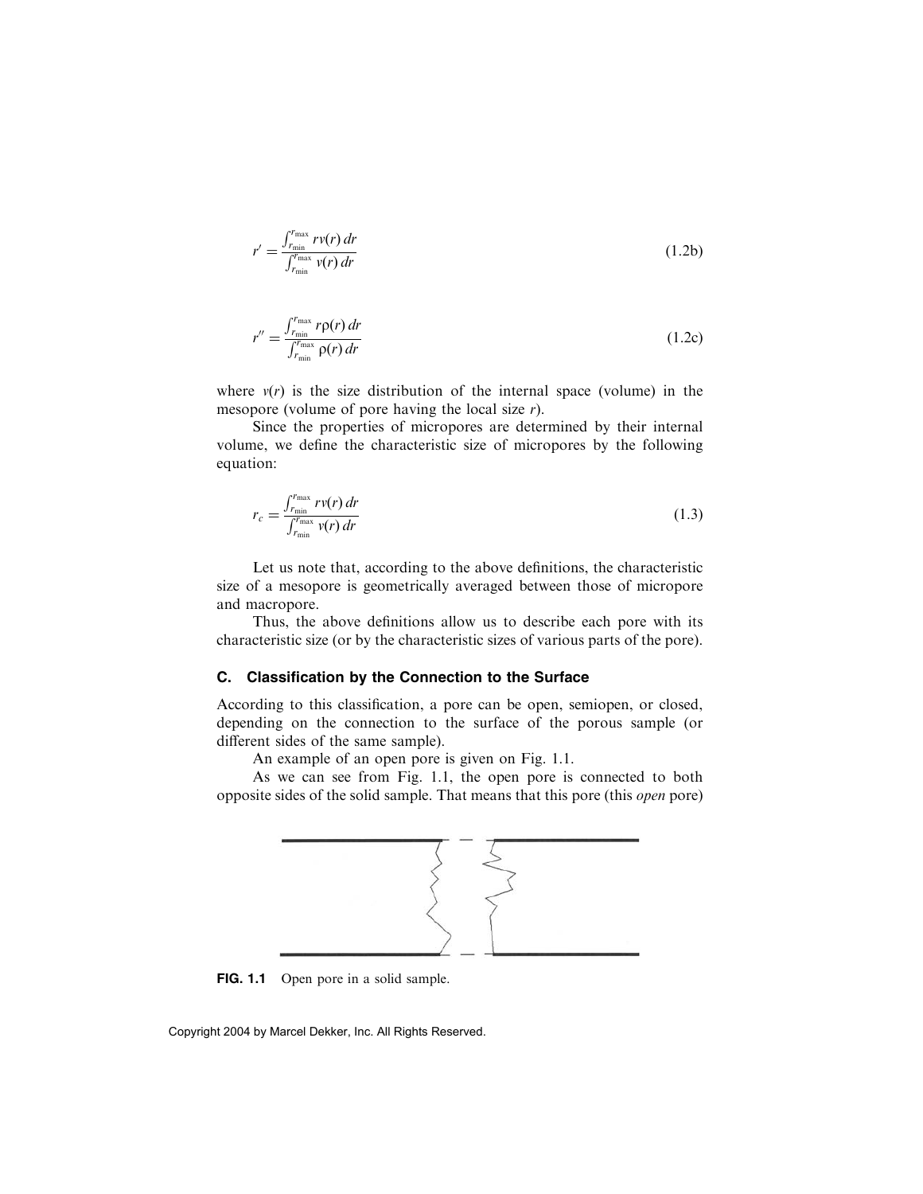$$r' = \frac{\int_{r_{\min}}^{r_{\max}} r v(r)\, dr}{\int_{r_{\min}}^{r_{\max}} v(r)\, dr} \tag{1.2b}$$

$$r'' = \frac{\int_{r_{\min}}^{r_{\max}} r \rho(r)\, dr}{\int_{r_{\min}}^{r_{\max}} \rho(r)\, dr} \tag{1.2c}$$

where $v(r)$ is the size distribution of the internal space (volume) in the mesopore (volume of pore having the local size $r$).

Since the properties of micropores are determined by their internal volume, we define the characteristic size of micropores by the following equation:

$$r_c = \frac{\int_{r_{\min}}^{r_{\max}} r v(r)\, dr}{\int_{r_{\min}}^{r_{\max}} v(r)\, dr} \tag{1.3}$$

Let us note that, according to the above definitions, the characteristic size of a mesopore is geometrically averaged between those of micropore and macropore.

Thus, the above definitions allow us to describe each pore with its characteristic size (or by the characteristic sizes of various parts of the pore).

### C. Classification by the Connection to the Surface

According to this classification, a pore can be open, semiopen, or closed, depending on the connection to the surface of the porous sample (or different sides of the same sample).

An example of an open pore is given on Fig. 1.1.

As we can see from Fig. 1.1, the open pore is connected to both opposite sides of the solid sample. That means that this pore (this *open* pore)

**FIG. 1.1** Open pore in a solid sample.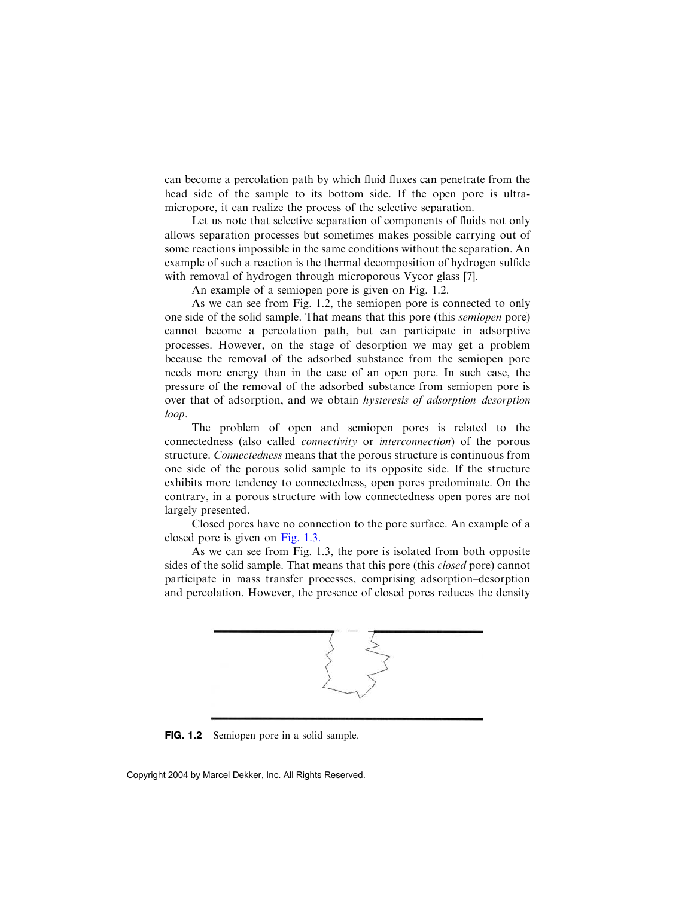can become a percolation path by which fluid fluxes can penetrate from the head side of the sample to its bottom side. If the open pore is ultramicropore, it can realize the process of the selective separation.

Let us note that selective separation of components of fluids not only allows separation processes but sometimes makes possible carrying out of some reactions impossible in the same conditions without the separation. An example of such a reaction is the thermal decomposition of hydrogen sulfide with removal of hydrogen through microporous Vycor glass [7].

An example of a semiopen pore is given on Fig. 1.2.

As we can see from Fig. 1.2, the semiopen pore is connected to only one side of the solid sample. That means that this pore (this *semiopen* pore) cannot become a percolation path, but can participate in adsorptive processes. However, on the stage of desorption we may get a problem because the removal of the adsorbed substance from the semiopen pore needs more energy than in the case of an open pore. In such case, the pressure of the removal of the adsorbed substance from semiopen pore is over that of adsorption, and we obtain *hysteresis of adsorption–desorption loop*.

The problem of open and semiopen pores is related to the connectedness (also called *connectivity* or *interconnection*) of the porous structure. *Connectedness* means that the porous structure is continuous from one side of the porous solid sample to its opposite side. If the structure exhibits more tendency to connectedness, open pores predominate. On the contrary, in a porous structure with low connectedness open pores are not largely presented.

Closed pores have no connection to the pore surface. An example of a closed pore is given on Fig. 1.3.

As we can see from Fig. 1.3, the pore is isolated from both opposite sides of the solid sample. That means that this pore (this *closed* pore) cannot participate in mass transfer processes, comprising adsorption–desorption and percolation. However, the presence of closed pores reduces the density

**FIG. 1.2** Semiopen pore in a solid sample.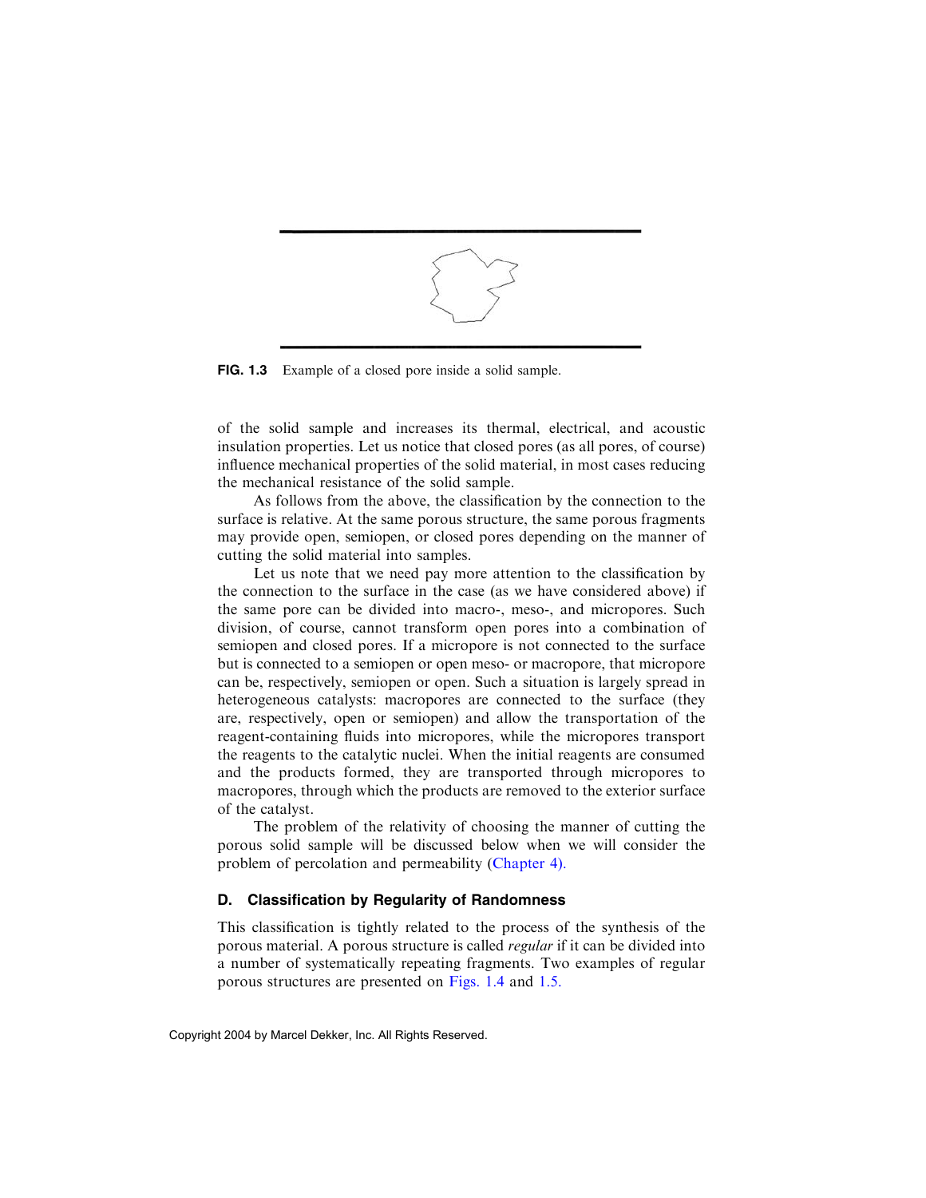**FIG. 1.3** Example of a closed pore inside a solid sample.

of the solid sample and increases its thermal, electrical, and acoustic insulation properties. Let us notice that closed pores (as all pores, of course) influence mechanical properties of the solid material, in most cases reducing the mechanical resistance of the solid sample.

As follows from the above, the classification by the connection to the surface is relative. At the same porous structure, the same porous fragments may provide open, semiopen, or closed pores depending on the manner of cutting the solid material into samples.

Let us note that we need pay more attention to the classification by the connection to the surface in the case (as we have considered above) if the same pore can be divided into macro-, meso-, and micropores. Such division, of course, cannot transform open pores into a combination of semiopen and closed pores. If a micropore is not connected to the surface but is connected to a semiopen or open meso- or macropore, that micropore can be, respectively, semiopen or open. Such a situation is largely spread in heterogeneous catalysts: macropores are connected to the surface (they are, respectively, open or semiopen) and allow the transportation of the reagent-containing fluids into micropores, while the micropores transport the reagents to the catalytic nuclei. When the initial reagents are consumed and the products formed, they are transported through micropores to macropores, through which the products are removed to the exterior surface of the catalyst.

The problem of the relativity of choosing the manner of cutting the porous solid sample will be discussed below when we will consider the problem of percolation and permeability (Chapter 4).

### D. Classification by Regularity of Randomness

This classification is tightly related to the process of the synthesis of the porous material. A porous structure is called *regular* if it can be divided into a number of systematically repeating fragments. Two examples of regular porous structures are presented on Figs. 1.4 and 1.5.

Copyright 2004 by Marcel Dekker, Inc. All Rights Reserved.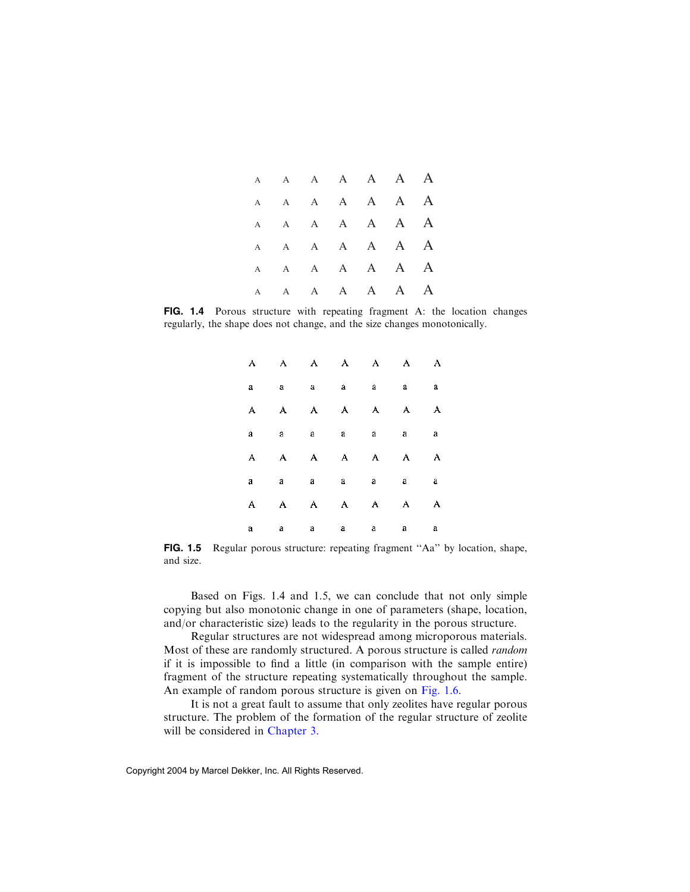A A A A A A A

A A A A A A A

A A A A A A A

A A A A A A A

A A A A A A A

A A A A A A A

**FIG. 1.4** Porous structure with repeating fragment A: the location changes regularly, the shape does not change, and the size changes monotonically.

A A A A A A A

a a a a a a a

A A A A A A A

a a a a a a a

A A A A A A A

a a a a a a a

A A A A A A A

a a a a a a a

**FIG. 1.5** Regular porous structure: repeating fragment ''Aa'' by location, shape, and size.

Based on Figs. 1.4 and 1.5, we can conclude that not only simple copying but also monotonic change in one of parameters (shape, location, and/or characteristic size) leads to the regularity in the porous structure.

Regular structures are not widespread among microporous materials. Most of these are randomly structured. A porous structure is called *random* if it is impossible to find a little (in comparison with the sample entire) fragment of the structure repeating systematically throughout the sample. An example of random porous structure is given on Fig. 1.6.

It is not a great fault to assume that only zeolites have regular porous structure. The problem of the formation of the regular structure of zeolite will be considered in Chapter 3.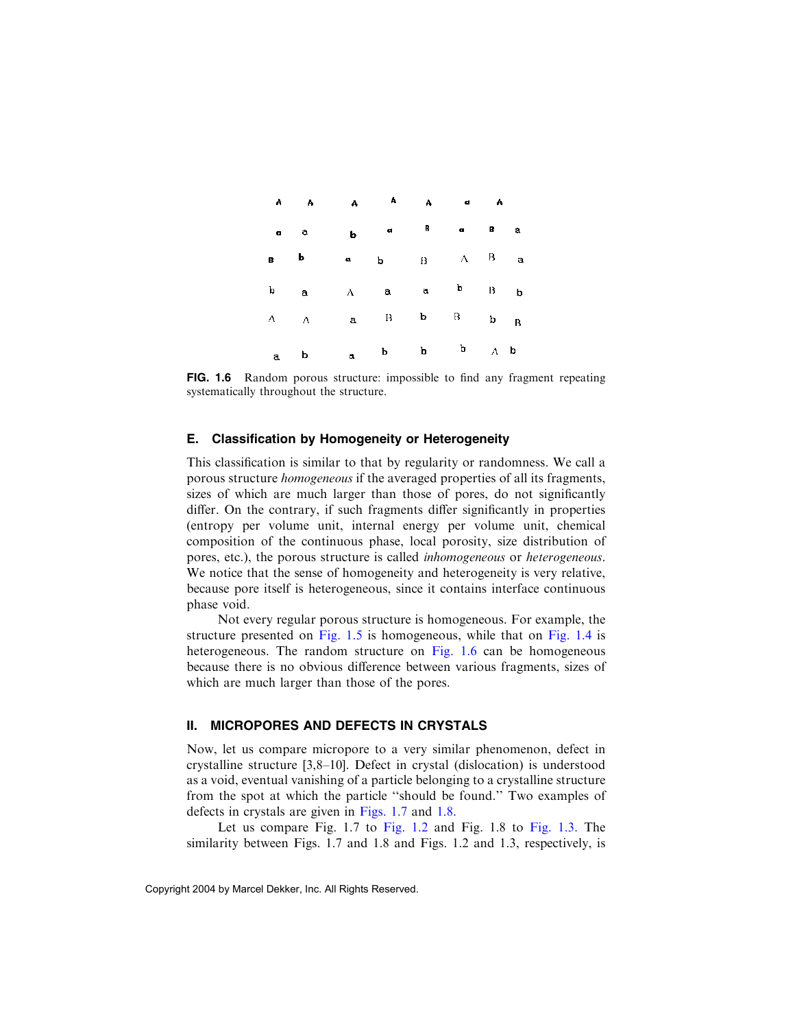```
A   A   A   A   A   a   A
a   a   b   a   B   a   B   a
B   b   a   b   B   A   B   a
b   a   A   a   a   b   B   b
A   A   a   B   b   B   b   B
a   b   a   b   b   b   A   b
```

**FIG. 1.6** Random porous structure: impossible to find any fragment repeating systematically throughout the structure.

### E. Classification by Homogeneity or Heterogeneity

This classification is similar to that by regularity or randomness. We call a porous structure *homogeneous* if the averaged properties of all its fragments, sizes of which are much larger than those of pores, do not significantly differ. On the contrary, if such fragments differ significantly in properties (entropy per volume unit, internal energy per volume unit, chemical composition of the continuous phase, local porosity, size distribution of pores, etc.), the porous structure is called *inhomogeneous* or *heterogeneous*. We notice that the sense of homogeneity and heterogeneity is very relative, because pore itself is heterogeneous, since it contains interface continuous phase void.

Not every regular porous structure is homogeneous. For example, the structure presented on Fig. 1.5 is homogeneous, while that on Fig. 1.4 is heterogeneous. The random structure on Fig. 1.6 can be homogeneous because there is no obvious difference between various fragments, sizes of which are much larger than those of the pores.

## II. MICROPORES AND DEFECTS IN CRYSTALS

Now, let us compare micropore to a very similar phenomenon, defect in crystalline structure [3,8–10]. Defect in crystal (dislocation) is understood as a void, eventual vanishing of a particle belonging to a crystalline structure from the spot at which the particle "should be found." Two examples of defects in crystals are given in Figs. 1.7 and 1.8.

Let us compare Fig. 1.7 to Fig. 1.2 and Fig. 1.8 to Fig. 1.3. The similarity between Figs. 1.7 and 1.8 and Figs. 1.2 and 1.3, respectively, is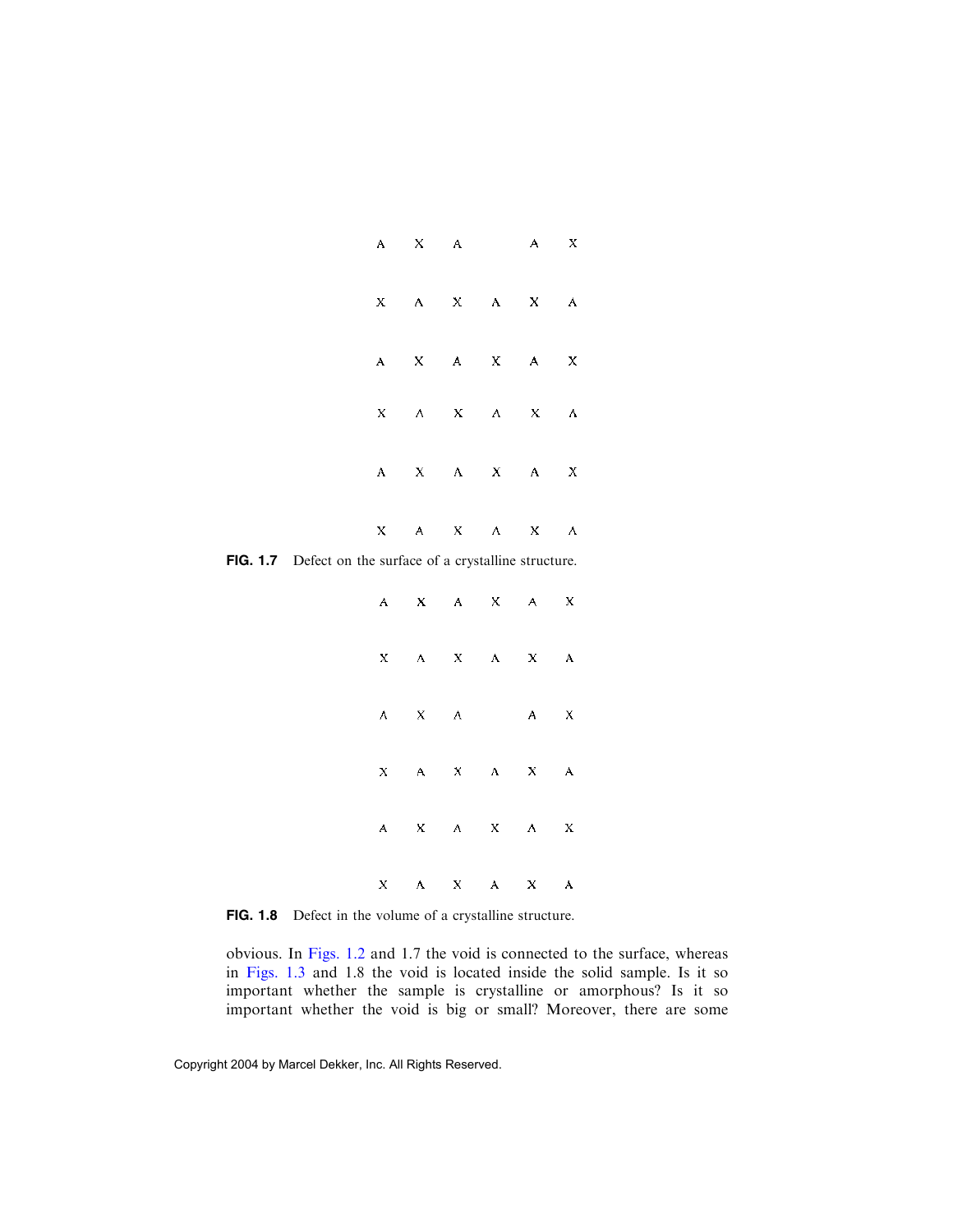```
A   X   A       A   X

X   A   X   A   X   A

A   X   A   X   A   X

X   A   X   A   X   A

A   X   A   X   A   X

X   A   X   A   X   A
```

**FIG. 1.7** Defect on the surface of a crystalline structure.

```
A   X   A   X   A   X

X   A   X   A   X   A

A   X   A       A   X

X   A   X   A   X   A

A   X   A   X   A   X

X   A   X   A   X   A
```

**FIG. 1.8** Defect in the volume of a crystalline structure.

obvious. In Figs. 1.2 and 1.7 the void is connected to the surface, whereas in Figs. 1.3 and 1.8 the void is located inside the solid sample. Is it so important whether the sample is crystalline or amorphous? Is it so important whether the void is big or small? Moreover, there are some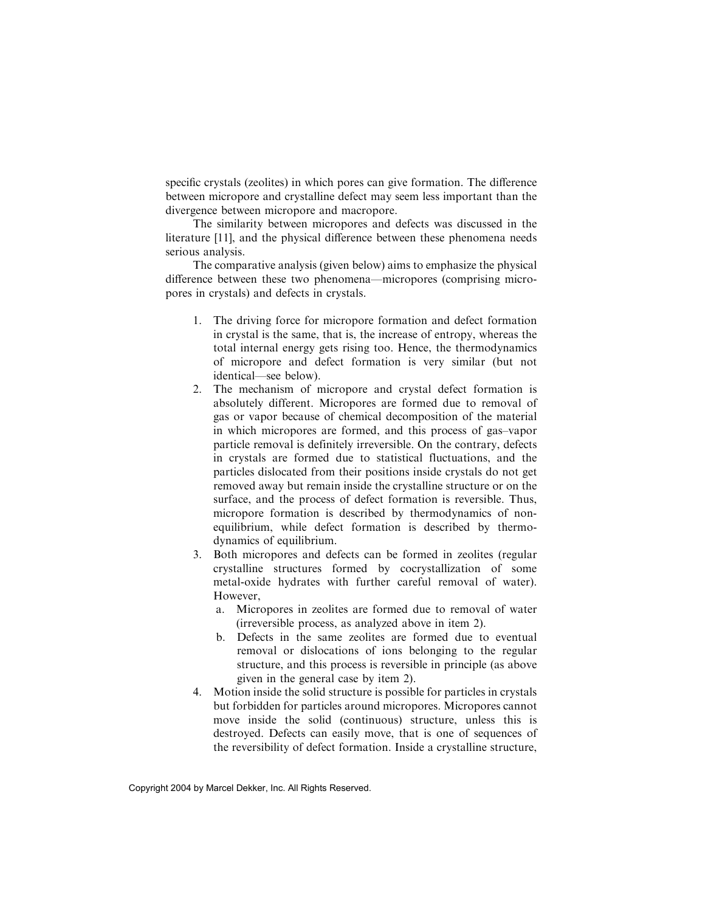specific crystals (zeolites) in which pores can give formation. The difference between micropore and crystalline defect may seem less important than the divergence between micropore and macropore.

The similarity between micropores and defects was discussed in the literature [11], and the physical difference between these phenomena needs serious analysis.

The comparative analysis (given below) aims to emphasize the physical difference between these two phenomena—micropores (comprising micropores in crystals) and defects in crystals.

1. The driving force for micropore formation and defect formation in crystal is the same, that is, the increase of entropy, whereas the total internal energy gets rising too. Hence, the thermodynamics of micropore and defect formation is very similar (but not identical—see below).
2. The mechanism of micropore and crystal defect formation is absolutely different. Micropores are formed due to removal of gas or vapor because of chemical decomposition of the material in which micropores are formed, and this process of gas–vapor particle removal is definitely irreversible. On the contrary, defects in crystals are formed due to statistical fluctuations, and the particles dislocated from their positions inside crystals do not get removed away but remain inside the crystalline structure or on the surface, and the process of defect formation is reversible. Thus, micropore formation is described by thermodynamics of non-equilibrium, while defect formation is described by thermodynamics of equilibrium.
3. Both micropores and defects can be formed in zeolites (regular crystalline structures formed by cocrystallization of some metal-oxide hydrates with further careful removal of water). However,
   a. Micropores in zeolites are formed due to removal of water (irreversible process, as analyzed above in item 2).
   b. Defects in the same zeolites are formed due to eventual removal or dislocations of ions belonging to the regular structure, and this process is reversible in principle (as above given in the general case by item 2).
4. Motion inside the solid structure is possible for particles in crystals but forbidden for particles around micropores. Micropores cannot move inside the solid (continuous) structure, unless this is destroyed. Defects can easily move, that is one of sequences of the reversibility of defect formation. Inside a crystalline structure,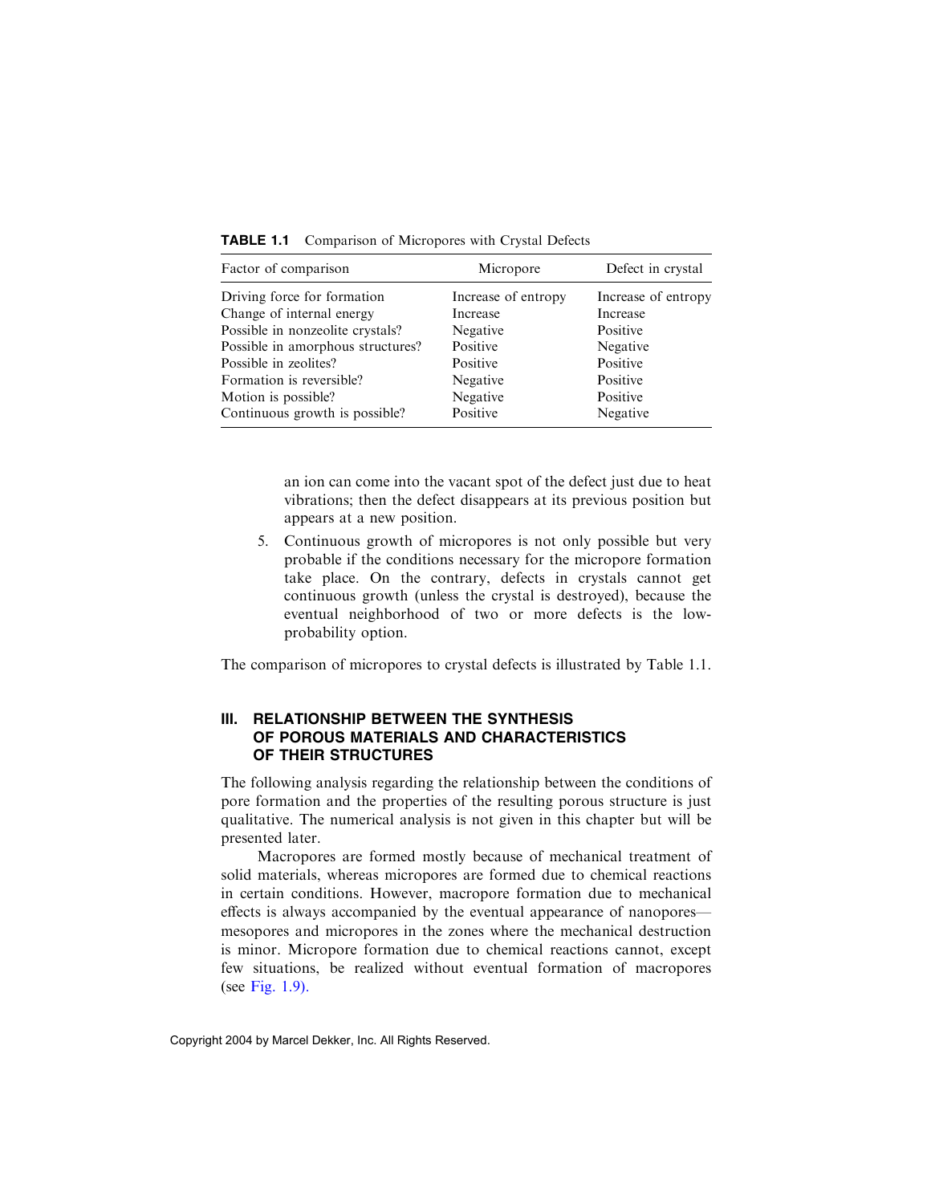**TABLE 1.1** Comparison of Micropores with Crystal Defects

| Factor of comparison | Micropore | Defect in crystal |
|---|---|---|
| Driving force for formation | Increase of entropy | Increase of entropy |
| Change of internal energy | Increase | Increase |
| Possible in nonzeolite crystals? | Negative | Positive |
| Possible in amorphous structures? | Positive | Negative |
| Possible in zeolites? | Positive | Positive |
| Formation is reversible? | Negative | Positive |
| Motion is possible? | Negative | Positive |
| Continuous growth is possible? | Positive | Negative |

an ion can come into the vacant spot of the defect just due to heat vibrations; then the defect disappears at its previous position but appears at a new position.

5. Continuous growth of micropores is not only possible but very probable if the conditions necessary for the micropore formation take place. On the contrary, defects in crystals cannot get continuous growth (unless the crystal is destroyed), because the eventual neighborhood of two or more defects is the low-probability option.

The comparison of micropores to crystal defects is illustrated by Table 1.1.

## III. RELATIONSHIP BETWEEN THE SYNTHESIS OF POROUS MATERIALS AND CHARACTERISTICS OF THEIR STRUCTURES

The following analysis regarding the relationship between the conditions of pore formation and the properties of the resulting porous structure is just qualitative. The numerical analysis is not given in this chapter but will be presented later.

Macropores are formed mostly because of mechanical treatment of solid materials, whereas micropores are formed due to chemical reactions in certain conditions. However, macropore formation due to mechanical effects is always accompanied by the eventual appearance of nanopores—mesopores and micropores in the zones where the mechanical destruction is minor. Micropore formation due to chemical reactions cannot, except few situations, be realized without eventual formation of macropores (see Fig. 1.9).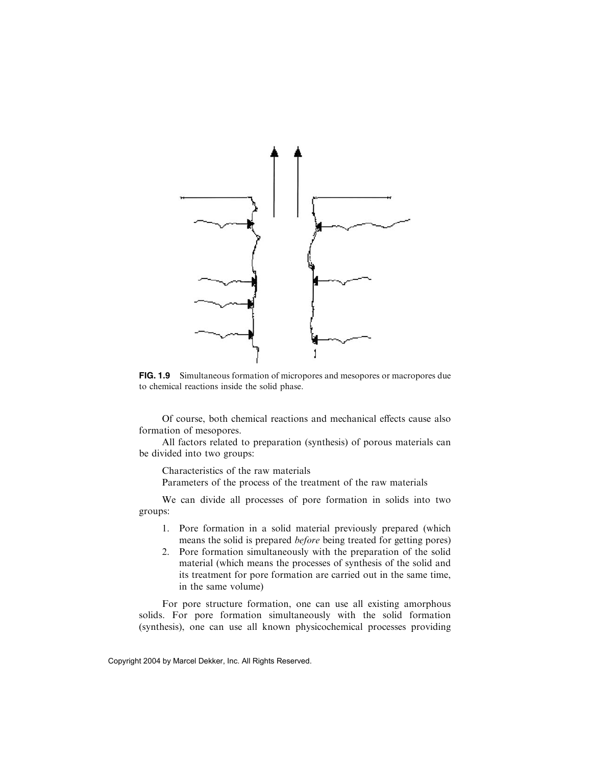**FIG. 1.9** Simultaneous formation of micropores and mesopores or macropores due to chemical reactions inside the solid phase.

Of course, both chemical reactions and mechanical effects cause also formation of mesopores.

All factors related to preparation (synthesis) of porous materials can be divided into two groups:

Characteristics of the raw materials
Parameters of the process of the treatment of the raw materials

We can divide all processes of pore formation in solids into two groups:

1. Pore formation in a solid material previously prepared (which means the solid is prepared *before* being treated for getting pores)
2. Pore formation simultaneously with the preparation of the solid material (which means the processes of synthesis of the solid and its treatment for pore formation are carried out in the same time, in the same volume)

For pore structure formation, one can use all existing amorphous solids. For pore formation simultaneously with the solid formation (synthesis), one can use all known physicochemical processes providing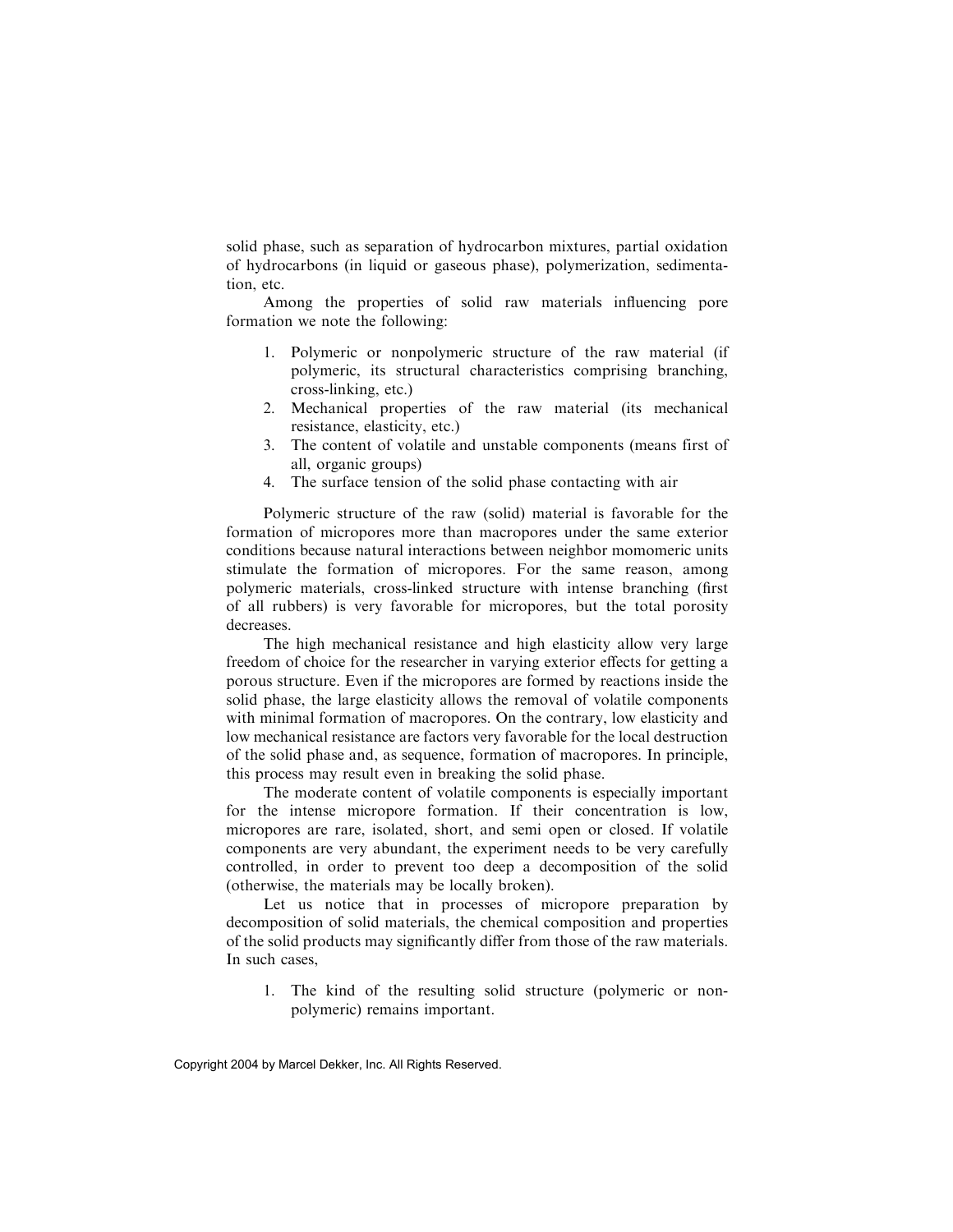solid phase, such as separation of hydrocarbon mixtures, partial oxidation of hydrocarbons (in liquid or gaseous phase), polymerization, sedimentation, etc.

Among the properties of solid raw materials influencing pore formation we note the following:

1. Polymeric or nonpolymeric structure of the raw material (if polymeric, its structural characteristics comprising branching, cross-linking, etc.)
2. Mechanical properties of the raw material (its mechanical resistance, elasticity, etc.)
3. The content of volatile and unstable components (means first of all, organic groups)
4. The surface tension of the solid phase contacting with air

Polymeric structure of the raw (solid) material is favorable for the formation of micropores more than macropores under the same exterior conditions because natural interactions between neighbor momomeric units stimulate the formation of micropores. For the same reason, among polymeric materials, cross-linked structure with intense branching (first of all rubbers) is very favorable for micropores, but the total porosity decreases.

The high mechanical resistance and high elasticity allow very large freedom of choice for the researcher in varying exterior effects for getting a porous structure. Even if the micropores are formed by reactions inside the solid phase, the large elasticity allows the removal of volatile components with minimal formation of macropores. On the contrary, low elasticity and low mechanical resistance are factors very favorable for the local destruction of the solid phase and, as sequence, formation of macropores. In principle, this process may result even in breaking the solid phase.

The moderate content of volatile components is especially important for the intense micropore formation. If their concentration is low, micropores are rare, isolated, short, and semi open or closed. If volatile components are very abundant, the experiment needs to be very carefully controlled, in order to prevent too deep a decomposition of the solid (otherwise, the materials may be locally broken).

Let us notice that in processes of micropore preparation by decomposition of solid materials, the chemical composition and properties of the solid products may significantly differ from those of the raw materials. In such cases,

1. The kind of the resulting solid structure (polymeric or nonpolymeric) remains important.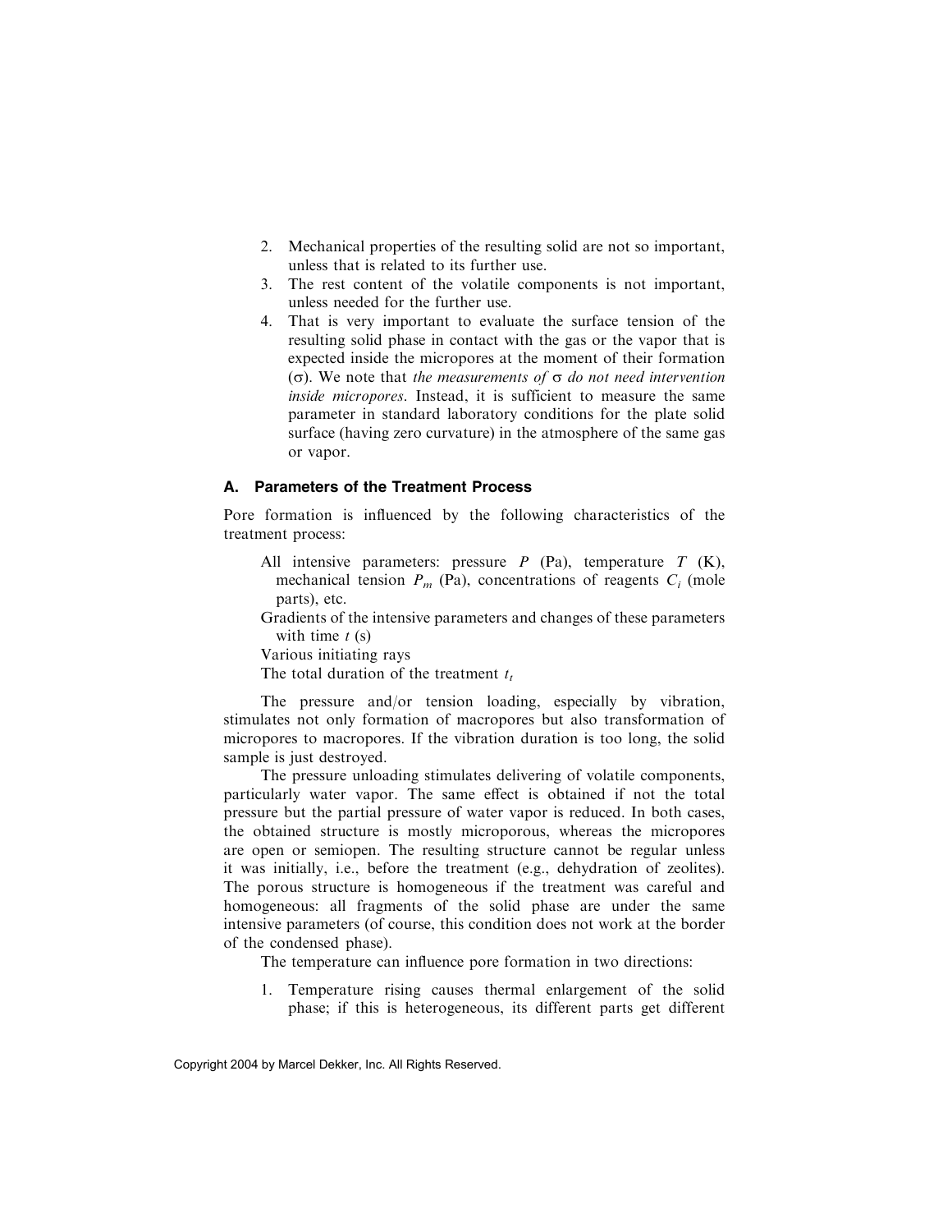2. Mechanical properties of the resulting solid are not so important, unless that is related to its further use.
3. The rest content of the volatile components is not important, unless needed for the further use.
4. That is very important to evaluate the surface tension of the resulting solid phase in contact with the gas or the vapor that is expected inside the micropores at the moment of their formation ($\sigma$). We note that *the measurements of $\sigma$ do not need intervention inside micropores*. Instead, it is sufficient to measure the same parameter in standard laboratory conditions for the plate solid surface (having zero curvature) in the atmosphere of the same gas or vapor.

### A. Parameters of the Treatment Process

Pore formation is influenced by the following characteristics of the treatment process:

All intensive parameters: pressure $P$ (Pa), temperature $T$ (K), mechanical tension $P_m$ (Pa), concentrations of reagents $C_i$ (mole parts), etc.
Gradients of the intensive parameters and changes of these parameters with time $t$ (s)
Various initiating rays
The total duration of the treatment $t_t$

The pressure and/or tension loading, especially by vibration, stimulates not only formation of macropores but also transformation of micropores to macropores. If the vibration duration is too long, the solid sample is just destroyed.

The pressure unloading stimulates delivering of volatile components, particularly water vapor. The same effect is obtained if not the total pressure but the partial pressure of water vapor is reduced. In both cases, the obtained structure is mostly microporous, whereas the micropores are open or semiopen. The resulting structure cannot be regular unless it was initially, i.e., before the treatment (e.g., dehydration of zeolites). The porous structure is homogeneous if the treatment was careful and homogeneous: all fragments of the solid phase are under the same intensive parameters (of course, this condition does not work at the border of the condensed phase).

The temperature can influence pore formation in two directions:

1. Temperature rising causes thermal enlargement of the solid phase; if this is heterogeneous, its different parts get different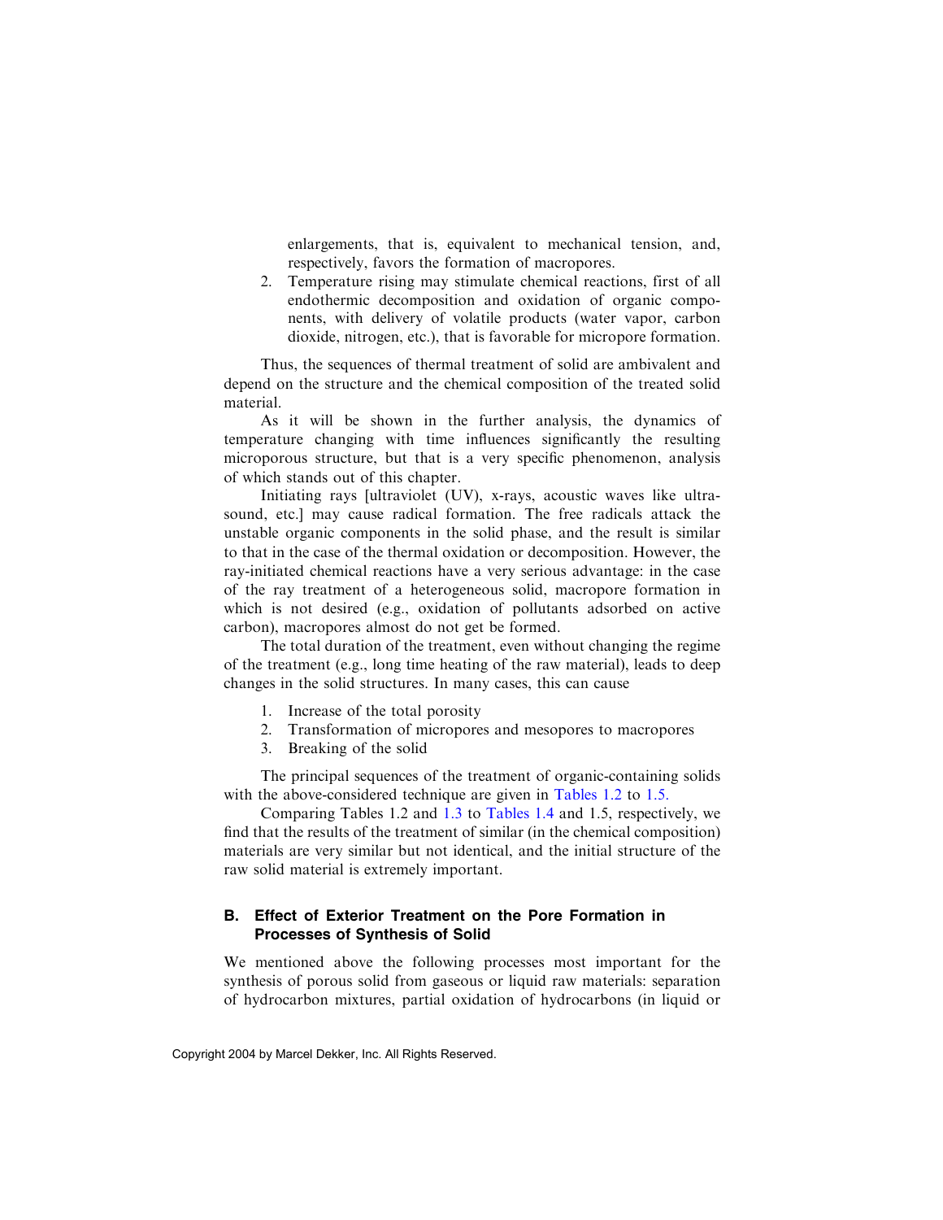enlargements, that is, equivalent to mechanical tension, and, respectively, favors the formation of macropores.

2. Temperature rising may stimulate chemical reactions, first of all endothermic decomposition and oxidation of organic components, with delivery of volatile products (water vapor, carbon dioxide, nitrogen, etc.), that is favorable for micropore formation.

Thus, the sequences of thermal treatment of solid are ambivalent and depend on the structure and the chemical composition of the treated solid material.

As it will be shown in the further analysis, the dynamics of temperature changing with time influences significantly the resulting microporous structure, but that is a very specific phenomenon, analysis of which stands out of this chapter.

Initiating rays [ultraviolet (UV), x-rays, acoustic waves like ultrasound, etc.] may cause radical formation. The free radicals attack the unstable organic components in the solid phase, and the result is similar to that in the case of the thermal oxidation or decomposition. However, the ray-initiated chemical reactions have a very serious advantage: in the case of the ray treatment of a heterogeneous solid, macropore formation in which is not desired (e.g., oxidation of pollutants adsorbed on active carbon), macropores almost do not get be formed.

The total duration of the treatment, even without changing the regime of the treatment (e.g., long time heating of the raw material), leads to deep changes in the solid structures. In many cases, this can cause

1. Increase of the total porosity
2. Transformation of micropores and mesopores to macropores
3. Breaking of the solid

The principal sequences of the treatment of organic-containing solids with the above-considered technique are given in Tables 1.2 to 1.5.

Comparing Tables 1.2 and 1.3 to Tables 1.4 and 1.5, respectively, we find that the results of the treatment of similar (in the chemical composition) materials are very similar but not identical, and the initial structure of the raw solid material is extremely important.

### B. Effect of Exterior Treatment on the Pore Formation in Processes of Synthesis of Solid

We mentioned above the following processes most important for the synthesis of porous solid from gaseous or liquid raw materials: separation of hydrocarbon mixtures, partial oxidation of hydrocarbons (in liquid or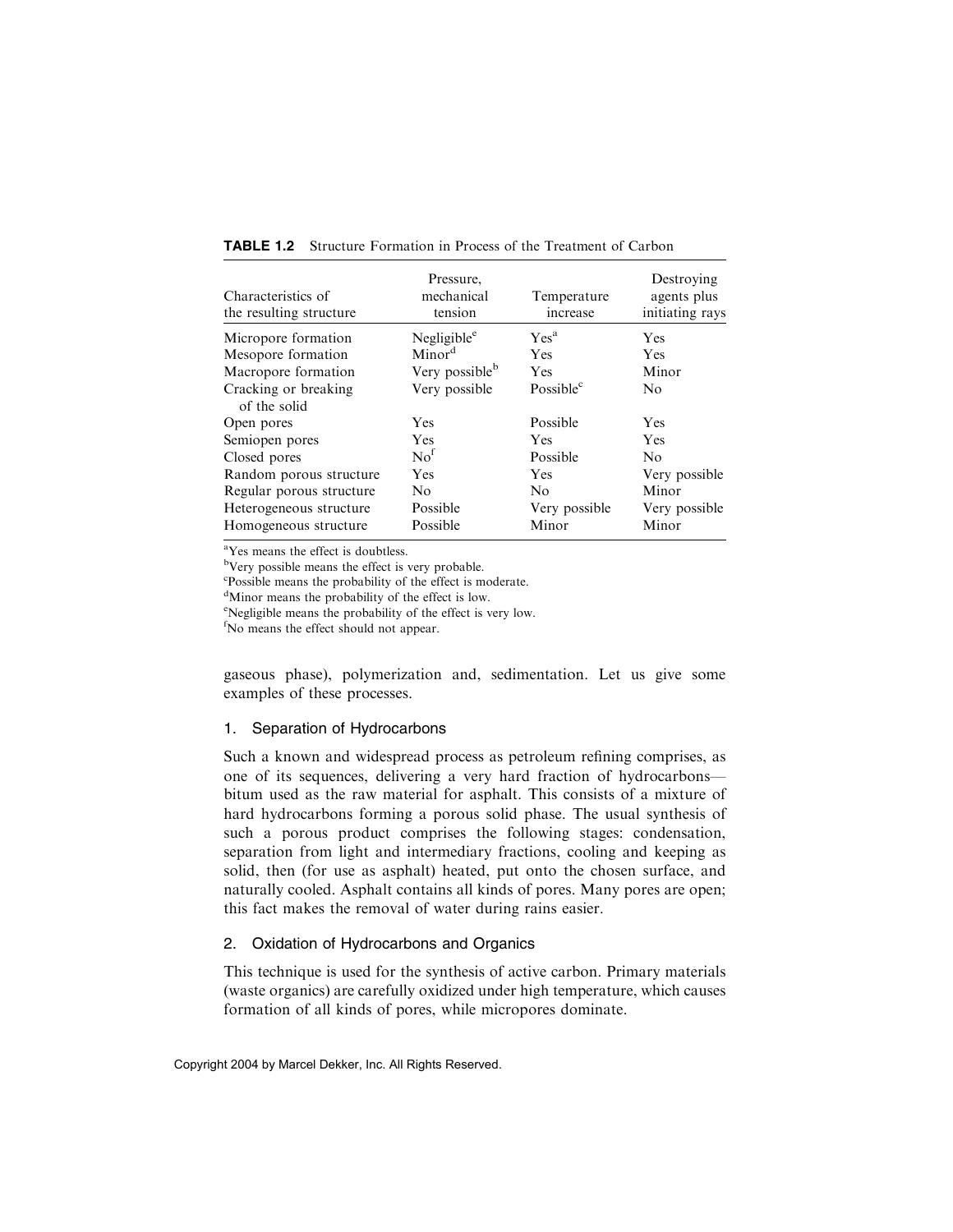**TABLE 1.2** Structure Formation in Process of the Treatment of Carbon

| Characteristics of the resulting structure | Pressure, mechanical tension | Temperature increase | Destroying agents plus initiating rays |
|---|---|---|---|
| Micropore formation | Negligible[e] | Yes[a] | Yes |
| Mesopore formation | Minor[d] | Yes | Yes |
| Macropore formation | Very possible[b] | Yes | Minor |
| Cracking or breaking of the solid | Very possible | Possible[c] | No |
| Open pores | Yes | Possible | Yes |
| Semiopen pores | Yes | Yes | Yes |
| Closed pores | No[f] | Possible | No |
| Random porous structure | Yes | Yes | Very possible |
| Regular porous structure | No | No | Minor |
| Heterogeneous structure | Possible | Very possible | Very possible |
| Homogeneous structure | Possible | Minor | Minor |

[a]Yes means the effect is doubtless.
[b]Very possible means the effect is very probable.
[c]Possible means the probability of the effect is moderate.
[d]Minor means the probability of the effect is low.
[e]Negligible means the probability of the effect is very low.
[f]No means the effect should not appear.

gaseous phase), polymerization and, sedimentation. Let us give some examples of these processes.

### 1. Separation of Hydrocarbons

Such a known and widespread process as petroleum refining comprises, as one of its sequences, delivering a very hard fraction of hydrocarbons—bitum used as the raw material for asphalt. This consists of a mixture of hard hydrocarbons forming a porous solid phase. The usual synthesis of such a porous product comprises the following stages: condensation, separation from light and intermediary fractions, cooling and keeping as solid, then (for use as asphalt) heated, put onto the chosen surface, and naturally cooled. Asphalt contains all kinds of pores. Many pores are open; this fact makes the removal of water during rains easier.

### 2. Oxidation of Hydrocarbons and Organics

This technique is used for the synthesis of active carbon. Primary materials (waste organics) are carefully oxidized under high temperature, which causes formation of all kinds of pores, while micropores dominate.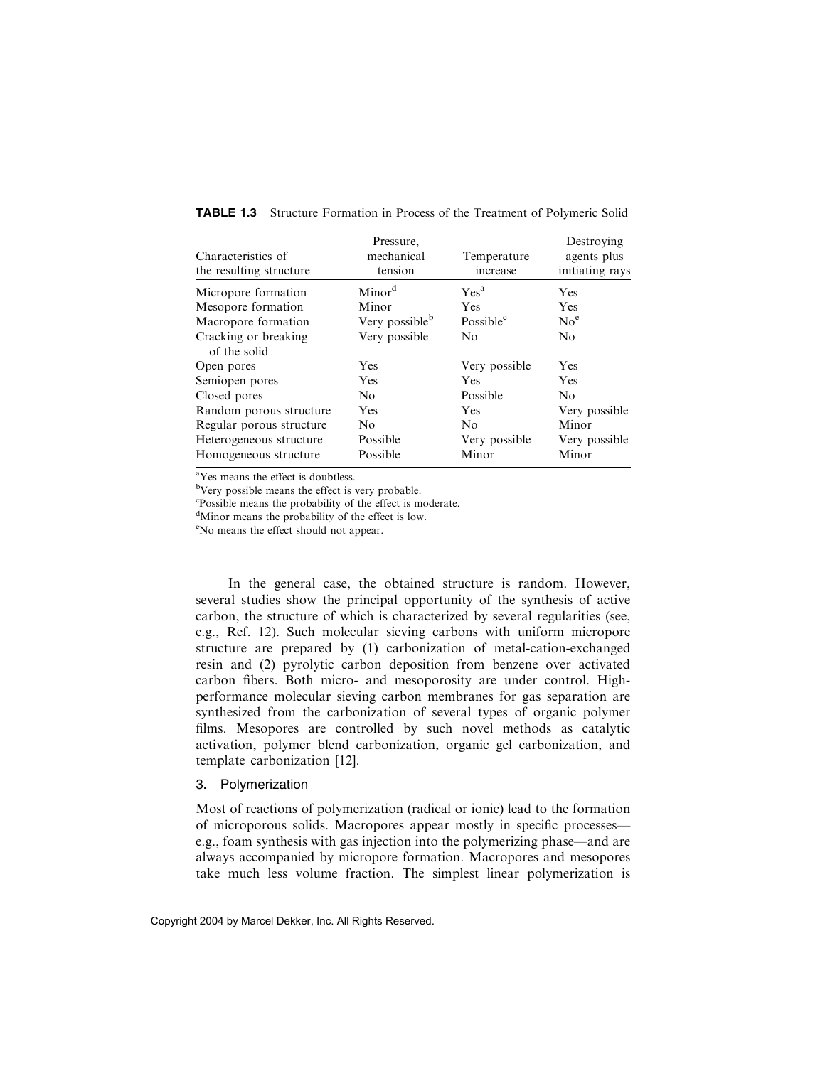**TABLE 1.3** Structure Formation in Process of the Treatment of Polymeric Solid

| Characteristics of the resulting structure | Pressure, mechanical tension | Temperature increase | Destroying agents plus initiating rays |
|---|---|---|---|
| Micropore formation | Minor[d] | Yes[a] | Yes |
| Mesopore formation | Minor | Yes | Yes |
| Macropore formation | Very possible[b] | Possible[c] | No[e] |
| Cracking or breaking of the solid | Very possible | No | No |
| Open pores | Yes | Very possible | Yes |
| Semiopen pores | Yes | Yes | Yes |
| Closed pores | No | Possible | No |
| Random porous structure | Yes | Yes | Very possible |
| Regular porous structure | No | No | Minor |
| Heterogeneous structure | Possible | Very possible | Very possible |
| Homogeneous structure | Possible | Minor | Minor |

[a]Yes means the effect is doubtless.
[b]Very possible means the effect is very probable.
[c]Possible means the probability of the effect is moderate.
[d]Minor means the probability of the effect is low.
[e]No means the effect should not appear.

In the general case, the obtained structure is random. However, several studies show the principal opportunity of the synthesis of active carbon, the structure of which is characterized by several regularities (see, e.g., Ref. 12). Such molecular sieving carbons with uniform micropore structure are prepared by (1) carbonization of metal-cation-exchanged resin and (2) pyrolytic carbon deposition from benzene over activated carbon fibers. Both micro- and mesoporosity are under control. High-performance molecular sieving carbon membranes for gas separation are synthesized from the carbonization of several types of organic polymer films. Mesopores are controlled by such novel methods as catalytic activation, polymer blend carbonization, organic gel carbonization, and template carbonization [12].

### 3. Polymerization

Most of reactions of polymerization (radical or ionic) lead to the formation of microporous solids. Macropores appear mostly in specific processes—e.g., foam synthesis with gas injection into the polymerizing phase—and are always accompanied by micropore formation. Macropores and mesopores take much less volume fraction. The simplest linear polymerization is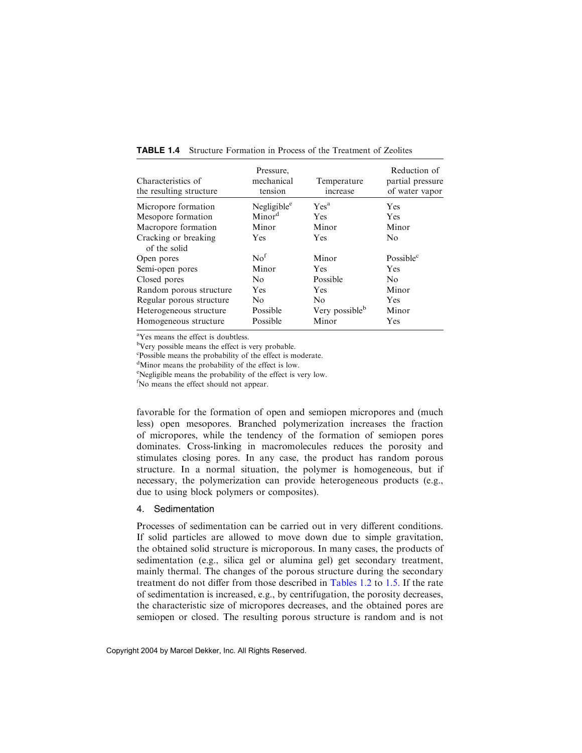**TABLE 1.4** Structure Formation in Process of the Treatment of Zeolites

| Characteristics of the resulting structure | Pressure, mechanical tension | Temperature increase | Reduction of partial pressure of water vapor |
|---|---|---|---|
| Micropore formation | Negligible[e] | Yes[a] | Yes |
| Mesopore formation | Minor[d] | Yes | Yes |
| Macropore formation | Minor | Minor | Minor |
| Cracking or breaking of the solid | Yes | Yes | No |
| Open pores | No[f] | Minor | Possible[c] |
| Semi-open pores | Minor | Yes | Yes |
| Closed pores | No | Possible | No |
| Random porous structure | Yes | Yes | Minor |
| Regular porous structure | No | No | Yes |
| Heterogeneous structure | Possible | Very possible[b] | Minor |
| Homogeneous structure | Possible | Minor | Yes |

[a]Yes means the effect is doubtless.
[b]Very possible means the effect is very probable.
[c]Possible means the probability of the effect is moderate.
[d]Minor means the probability of the effect is low.
[e]Negligible means the probability of the effect is very low.
[f]No means the effect should not appear.

favorable for the formation of open and semiopen micropores and (much less) open mesopores. Branched polymerization increases the fraction of micropores, while the tendency of the formation of semiopen pores dominates. Cross-linking in macromolecules reduces the porosity and stimulates closing pores. In any case, the product has random porous structure. In a normal situation, the polymer is homogeneous, but if necessary, the polymerization can provide heterogeneous products (e.g., due to using block polymers or composites).

### 4. Sedimentation

Processes of sedimentation can be carried out in very different conditions. If solid particles are allowed to move down due to simple gravitation, the obtained solid structure is microporous. In many cases, the products of sedimentation (e.g., silica gel or alumina gel) get secondary treatment, mainly thermal. The changes of the porous structure during the secondary treatment do not differ from those described in Tables 1.2 to 1.5. If the rate of sedimentation is increased, e.g., by centrifugation, the porosity decreases, the characteristic size of micropores decreases, and the obtained pores are semiopen or closed. The resulting porous structure is random and is not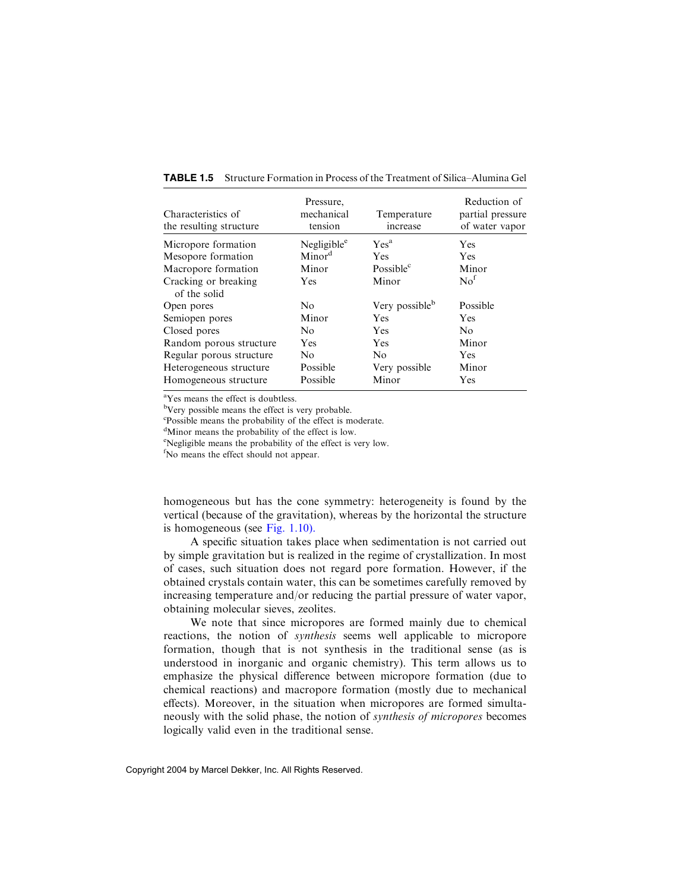**TABLE 1.5** Structure Formation in Process of the Treatment of Silica–Alumina Gel

| Characteristics of the resulting structure | Pressure, mechanical tension | Temperature increase | Reduction of partial pressure of water vapor |
|---|---|---|---|
| Micropore formation | Negligible[e] | Yes[a] | Yes |
| Mesopore formation | Minor[d] | Yes | Yes |
| Macropore formation | Minor | Possible[c] | Minor |
| Cracking or breaking of the solid | Yes | Minor | No[f] |
| Open pores | No | Very possible[b] | Possible |
| Semiopen pores | Minor | Yes | Yes |
| Closed pores | No | Yes | No |
| Random porous structure | Yes | Yes | Minor |
| Regular porous structure | No | No | Yes |
| Heterogeneous structure | Possible | Very possible | Minor |
| Homogeneous structure | Possible | Minor | Yes |

[a]Yes means the effect is doubtless.
[b]Very possible means the effect is very probable.
[c]Possible means the probability of the effect is moderate.
[d]Minor means the probability of the effect is low.
[e]Negligible means the probability of the effect is very low.
[f]No means the effect should not appear.

homogeneous but has the cone symmetry: heterogeneity is found by the vertical (because of the gravitation), whereas by the horizontal the structure is homogeneous (see Fig. 1.10).

A specific situation takes place when sedimentation is not carried out by simple gravitation but is realized in the regime of crystallization. In most of cases, such situation does not regard pore formation. However, if the obtained crystals contain water, this can be sometimes carefully removed by increasing temperature and/or reducing the partial pressure of water vapor, obtaining molecular sieves, zeolites.

We note that since micropores are formed mainly due to chemical reactions, the notion of *synthesis* seems well applicable to micropore formation, though that is not synthesis in the traditional sense (as is understood in inorganic and organic chemistry). This term allows us to emphasize the physical difference between micropore formation (due to chemical reactions) and macropore formation (mostly due to mechanical effects). Moreover, in the situation when micropores are formed simultaneously with the solid phase, the notion of *synthesis of micropores* becomes logically valid even in the traditional sense.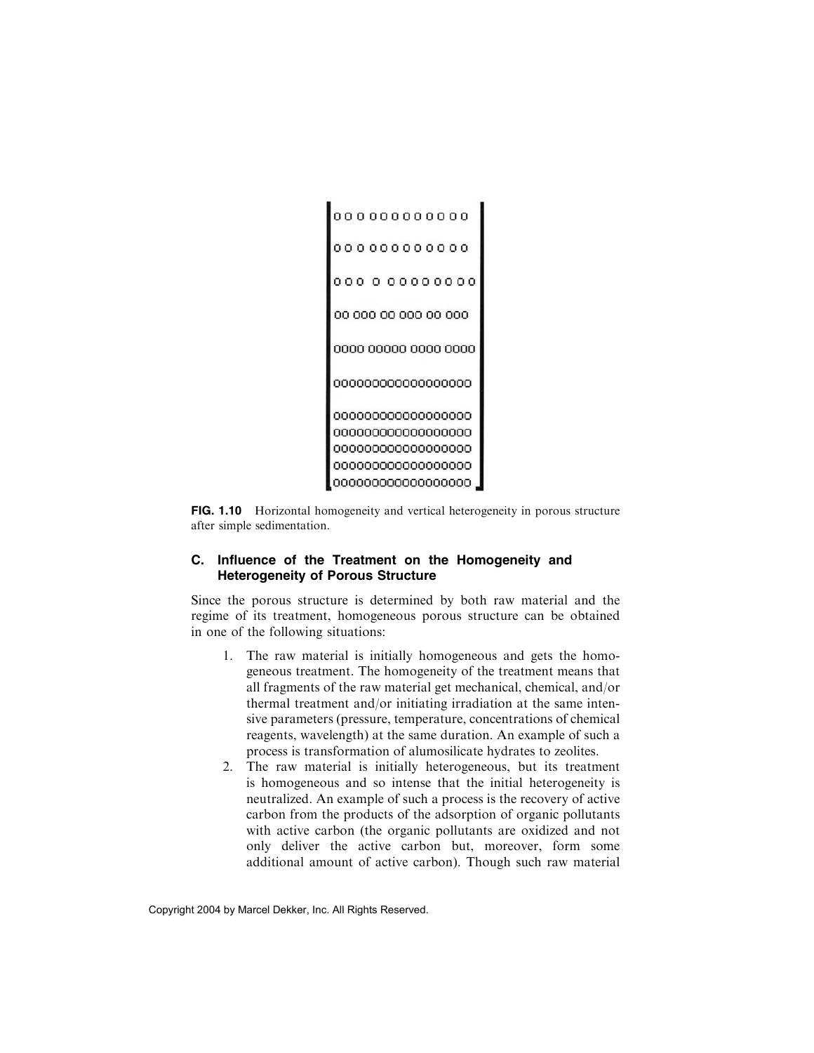FIG. 1.10 Horizontal homogeneity and vertical heterogeneity in porous structure after simple sedimentation.

### C. Influence of the Treatment on the Homogeneity and Heterogeneity of Porous Structure

Since the porous structure is determined by both raw material and the regime of its treatment, homogeneous porous structure can be obtained in one of the following situations:

1. The raw material is initially homogeneous and gets the homogeneous treatment. The homogeneity of the treatment means that all fragments of the raw material get mechanical, chemical, and/or thermal treatment and/or initiating irradiation at the same intensive parameters (pressure, temperature, concentrations of chemical reagents, wavelength) at the same duration. An example of such a process is transformation of alumosilicate hydrates to zeolites.
2. The raw material is initially heterogeneous, but its treatment is homogeneous and so intense that the initial heterogeneity is neutralized. An example of such a process is the recovery of active carbon from the products of the adsorption of organic pollutants with active carbon (the organic pollutants are oxidized and not only deliver the active carbon but, moreover, form some additional amount of active carbon). Though such raw material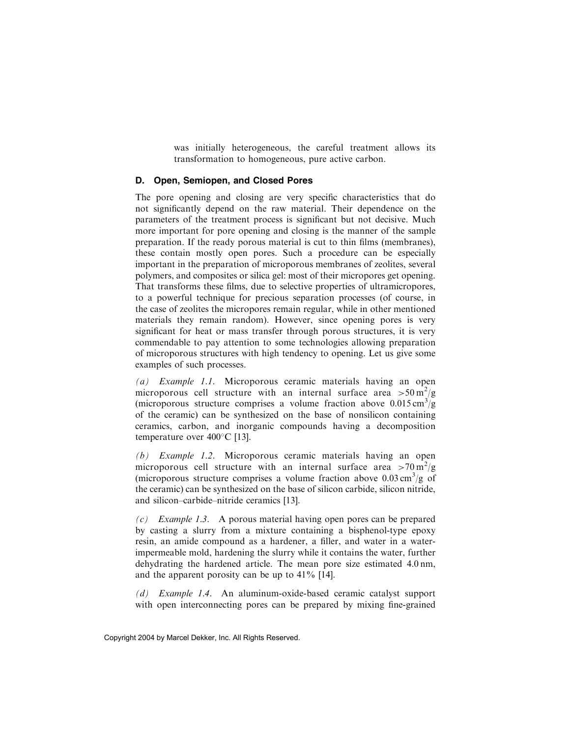was initially heterogeneous, the careful treatment allows its transformation to homogeneous, pure active carbon.

### D. Open, Semiopen, and Closed Pores

The pore opening and closing are very specific characteristics that do not significantly depend on the raw material. Their dependence on the parameters of the treatment process is significant but not decisive. Much more important for pore opening and closing is the manner of the sample preparation. If the ready porous material is cut to thin films (membranes), these contain mostly open pores. Such a procedure can be especially important in the preparation of microporous membranes of zeolites, several polymers, and composites or silica gel: most of their micropores get opening. That transforms these films, due to selective properties of ultramicropores, to a powerful technique for precious separation processes (of course, in the case of zeolites the micropores remain regular, while in other mentioned materials they remain random). However, since opening pores is very significant for heat or mass transfer through porous structures, it is very commendable to pay attention to some technologies allowing preparation of microporous structures with high tendency to opening. Let us give some examples of such processes.

*(a)* *Example 1.1*. Microporous ceramic materials having an open microporous cell structure with an internal surface area $>50\,\mathrm{m}^2/\mathrm{g}$ (microporous structure comprises a volume fraction above $0.015\,\mathrm{cm}^3/\mathrm{g}$ of the ceramic) can be synthesized on the base of nonsilicon containing ceramics, carbon, and inorganic compounds having a decomposition temperature over 400°C [13].

*(b)* *Example 1.2*. Microporous ceramic materials having an open microporous cell structure with an internal surface area $>70\,\mathrm{m}^2/\mathrm{g}$ (microporous structure comprises a volume fraction above $0.03\,\mathrm{cm}^3/\mathrm{g}$ of the ceramic) can be synthesized on the base of silicon carbide, silicon nitride, and silicon–carbide–nitride ceramics [13].

*(c)* *Example 1.3*. A porous material having open pores can be prepared by casting a slurry from a mixture containing a bisphenol-type epoxy resin, an amide compound as a hardener, a filler, and water in a water-impermeable mold, hardening the slurry while it contains the water, further dehydrating the hardened article. The mean pore size estimated 4.0 nm, and the apparent porosity can be up to 41% [14].

*(d)* *Example 1.4*. An aluminum-oxide-based ceramic catalyst support with open interconnecting pores can be prepared by mixing fine-grained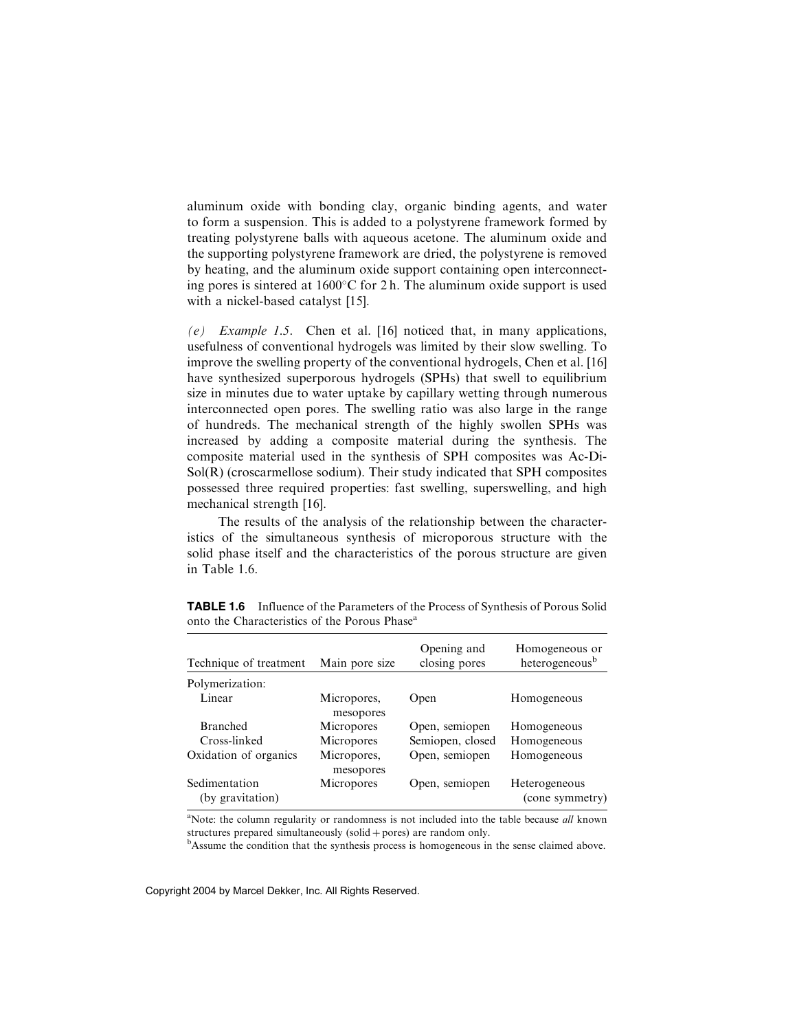aluminum oxide with bonding clay, organic binding agents, and water to form a suspension. This is added to a polystyrene framework formed by treating polystyrene balls with aqueous acetone. The aluminum oxide and the supporting polystyrene framework are dried, the polystyrene is removed by heating, and the aluminum oxide support containing open interconnecting pores is sintered at 1600°C for 2 h. The aluminum oxide support is used with a nickel-based catalyst [15].

*(e) Example 1.5*. Chen et al. [16] noticed that, in many applications, usefulness of conventional hydrogels was limited by their slow swelling. To improve the swelling property of the conventional hydrogels, Chen et al. [16] have synthesized superporous hydrogels (SPHs) that swell to equilibrium size in minutes due to water uptake by capillary wetting through numerous interconnected open pores. The swelling ratio was also large in the range of hundreds. The mechanical strength of the highly swollen SPHs was increased by adding a composite material during the synthesis. The composite material used in the synthesis of SPH composites was Ac-Di-Sol(R) (croscarmellose sodium). Their study indicated that SPH composites possessed three required properties: fast swelling, superswelling, and high mechanical strength [16].

The results of the analysis of the relationship between the characteristics of the simultaneous synthesis of microporous structure with the solid phase itself and the characteristics of the porous structure are given in Table 1.6.

**TABLE 1.6** Influence of the Parameters of the Process of Synthesis of Porous Solid onto the Characteristics of the Porous Phase[a]

| Technique of treatment | Main pore size | Opening and closing pores | Homogeneous or heterogeneous[b] |
|---|---|---|---|
| Polymerization: | | | |
| Linear | Micropores, mesopores | Open | Homogeneous |
| Branched | Micropores | Open, semiopen | Homogeneous |
| Cross-linked | Micropores | Semiopen, closed | Homogeneous |
| Oxidation of organics | Micropores, mesopores | Open, semiopen | Homogeneous |
| Sedimentation (by gravitation) | Micropores | Open, semiopen | Heterogeneous (cone symmetry) |

[a]Note: the column regularity or randomness is not included into the table because *all* known structures prepared simultaneously (solid + pores) are random only.

[b]Assume the condition that the synthesis process is homogeneous in the sense claimed above.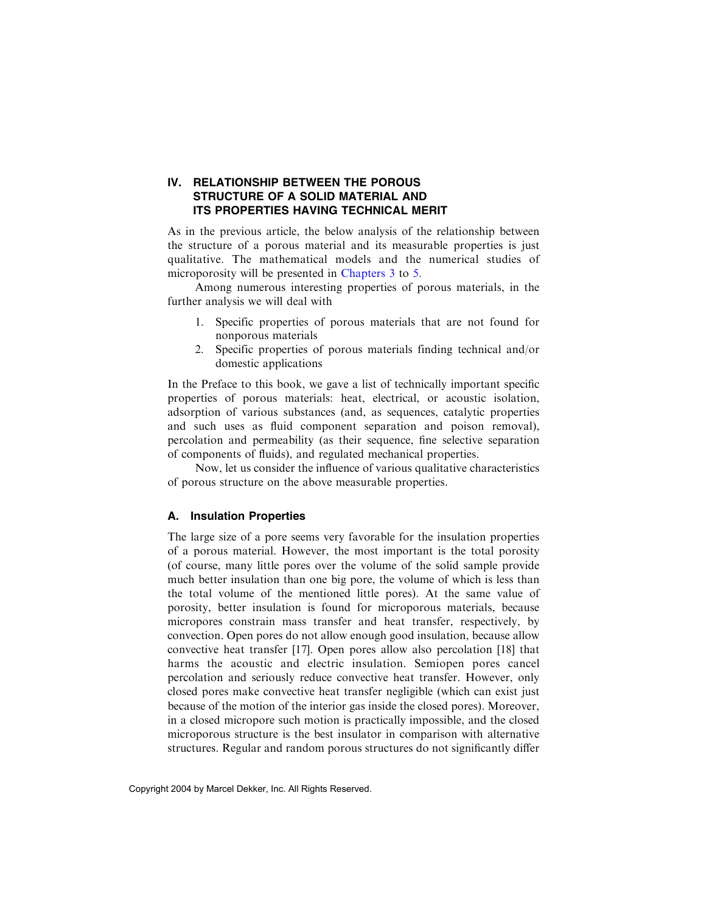## IV. RELATIONSHIP BETWEEN THE POROUS STRUCTURE OF A SOLID MATERIAL AND ITS PROPERTIES HAVING TECHNICAL MERIT

As in the previous article, the below analysis of the relationship between the structure of a porous material and its measurable properties is just qualitative. The mathematical models and the numerical studies of microporosity will be presented in Chapters 3 to 5.

Among numerous interesting properties of porous materials, in the further analysis we will deal with

1. Specific properties of porous materials that are not found for nonporous materials
2. Specific properties of porous materials finding technical and/or domestic applications

In the Preface to this book, we gave a list of technically important specific properties of porous materials: heat, electrical, or acoustic isolation, adsorption of various substances (and, as sequences, catalytic properties and such uses as fluid component separation and poison removal), percolation and permeability (as their sequence, fine selective separation of components of fluids), and regulated mechanical properties.

Now, let us consider the influence of various qualitative characteristics of porous structure on the above measurable properties.

### A. Insulation Properties

The large size of a pore seems very favorable for the insulation properties of a porous material. However, the most important is the total porosity (of course, many little pores over the volume of the solid sample provide much better insulation than one big pore, the volume of which is less than the total volume of the mentioned little pores). At the same value of porosity, better insulation is found for microporous materials, because micropores constrain mass transfer and heat transfer, respectively, by convection. Open pores do not allow enough good insulation, because allow convective heat transfer [17]. Open pores allow also percolation [18] that harms the acoustic and electric insulation. Semiopen pores cancel percolation and seriously reduce convective heat transfer. However, only closed pores make convective heat transfer negligible (which can exist just because of the motion of the interior gas inside the closed pores). Moreover, in a closed micropore such motion is practically impossible, and the closed microporous structure is the best insulator in comparison with alternative structures. Regular and random porous structures do not significantly differ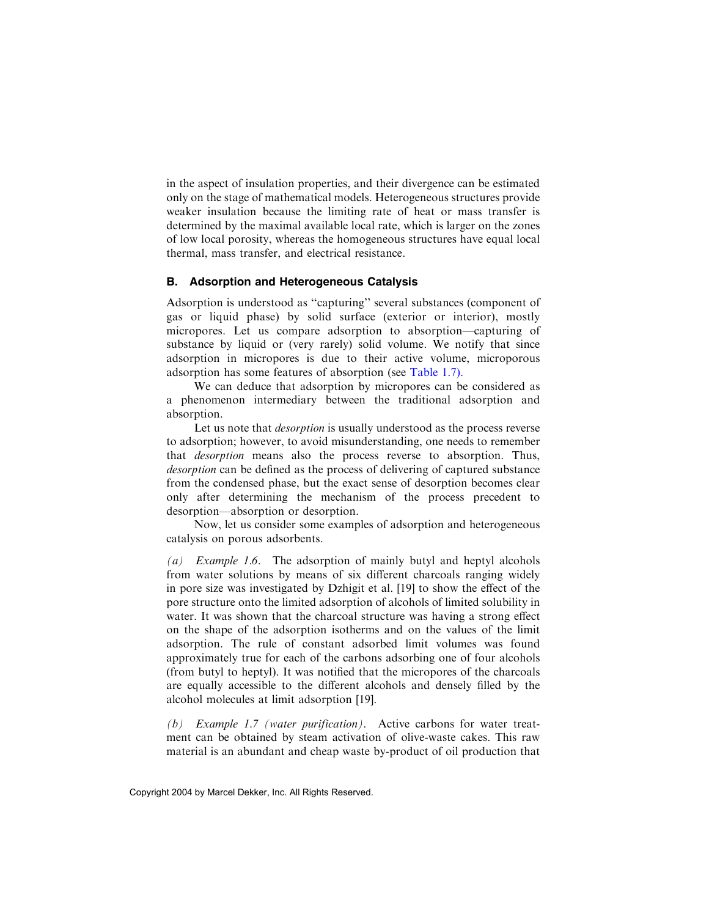in the aspect of insulation properties, and their divergence can be estimated only on the stage of mathematical models. Heterogeneous structures provide weaker insulation because the limiting rate of heat or mass transfer is determined by the maximal available local rate, which is larger on the zones of low local porosity, whereas the homogeneous structures have equal local thermal, mass transfer, and electrical resistance.

### B. Adsorption and Heterogeneous Catalysis

Adsorption is understood as ''capturing'' several substances (component of gas or liquid phase) by solid surface (exterior or interior), mostly micropores. Let us compare adsorption to absorption—capturing of substance by liquid or (very rarely) solid volume. We notify that since adsorption in micropores is due to their active volume, microporous adsorption has some features of absorption (see Table 1.7).

We can deduce that adsorption by micropores can be considered as a phenomenon intermediary between the traditional adsorption and absorption.

Let us note that *desorption* is usually understood as the process reverse to adsorption; however, to avoid misunderstanding, one needs to remember that *desorption* means also the process reverse to absorption. Thus, *desorption* can be defined as the process of delivering of captured substance from the condensed phase, but the exact sense of desorption becomes clear only after determining the mechanism of the process precedent to desorption—absorption or desorption.

Now, let us consider some examples of adsorption and heterogeneous catalysis on porous adsorbents.

*(a) Example 1.6*. The adsorption of mainly butyl and heptyl alcohols from water solutions by means of six different charcoals ranging widely in pore size was investigated by Dzhigit et al. [19] to show the effect of the pore structure onto the limited adsorption of alcohols of limited solubility in water. It was shown that the charcoal structure was having a strong effect on the shape of the adsorption isotherms and on the values of the limit adsorption. The rule of constant adsorbed limit volumes was found approximately true for each of the carbons adsorbing one of four alcohols (from butyl to heptyl). It was notified that the micropores of the charcoals are equally accessible to the different alcohols and densely filled by the alcohol molecules at limit adsorption [19].

*(b) Example 1.7 (water purification)*. Active carbons for water treatment can be obtained by steam activation of olive-waste cakes. This raw material is an abundant and cheap waste by-product of oil production that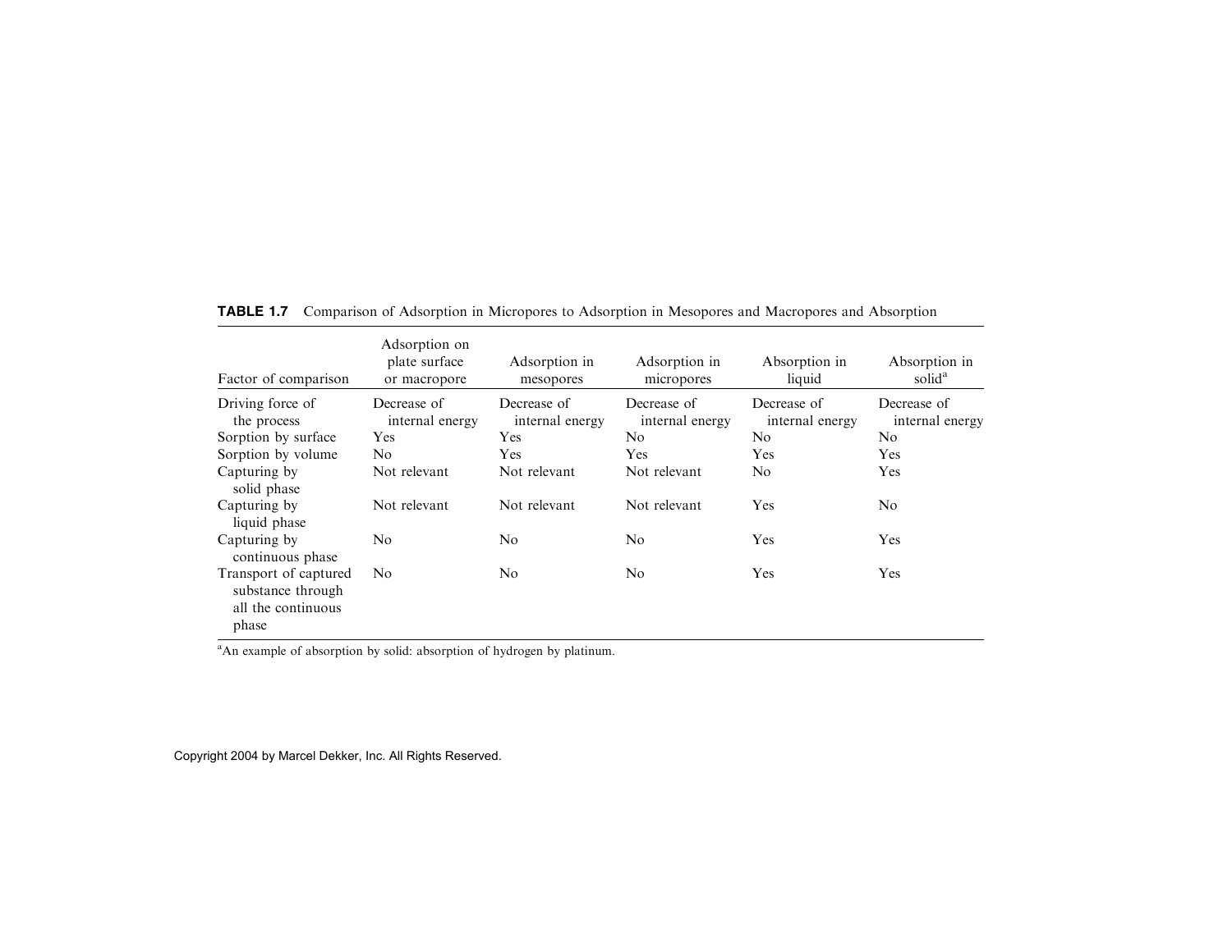**TABLE 1.7** Comparison of Adsorption in Micropores to Adsorption in Mesopores and Macropores and Absorption

| Factor of comparison | Adsorption on plate surface or macropore | Adsorption in mesopores | Adsorption in micropores | Absorption in liquid | Absorption in solid[a] |
|---|---|---|---|---|---|
| Driving force of the process | Decrease of internal energy | Decrease of internal energy | Decrease of internal energy | Decrease of internal energy | Decrease of internal energy |
| Sorption by surface | Yes | Yes | No | No | No |
| Sorption by volume | No | Yes | Yes | Yes | Yes |
| Capturing by solid phase | Not relevant | Not relevant | Not relevant | No | Yes |
| Capturing by liquid phase | Not relevant | Not relevant | Not relevant | Yes | No |
| Capturing by continuous phase | No | No | No | Yes | Yes |
| Transport of captured substance through all the continuous phase | No | No | No | Yes | Yes |

[a]An example of absorption by solid: absorption of hydrogen by platinum.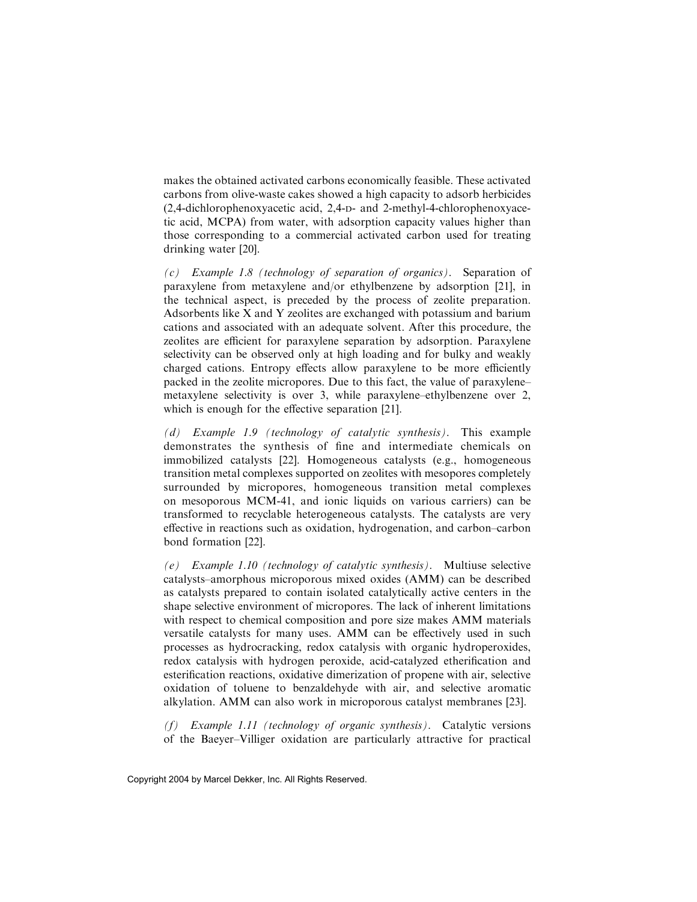makes the obtained activated carbons economically feasible. These activated carbons from olive-waste cakes showed a high capacity to adsorb herbicides (2,4-dichlorophenoxyacetic acid, 2,4-D- and 2-methyl-4-chlorophenoxyacetic acid, MCPA) from water, with adsorption capacity values higher than those corresponding to a commercial activated carbon used for treating drinking water [20].

*(c) Example 1.8 (technology of separation of organics).* Separation of paraxylene from metaxylene and/or ethylbenzene by adsorption [21], in the technical aspect, is preceded by the process of zeolite preparation. Adsorbents like X and Y zeolites are exchanged with potassium and barium cations and associated with an adequate solvent. After this procedure, the zeolites are efficient for paraxylene separation by adsorption. Paraxylene selectivity can be observed only at high loading and for bulky and weakly charged cations. Entropy effects allow paraxylene to be more efficiently packed in the zeolite micropores. Due to this fact, the value of paraxylene–metaxylene selectivity is over 3, while paraxylene–ethylbenzene over 2, which is enough for the effective separation [21].

*(d) Example 1.9 (technology of catalytic synthesis).* This example demonstrates the synthesis of fine and intermediate chemicals on immobilized catalysts [22]. Homogeneous catalysts (e.g., homogeneous transition metal complexes supported on zeolites with mesopores completely surrounded by micropores, homogeneous transition metal complexes on mesoporous MCM-41, and ionic liquids on various carriers) can be transformed to recyclable heterogeneous catalysts. The catalysts are very effective in reactions such as oxidation, hydrogenation, and carbon–carbon bond formation [22].

*(e) Example 1.10 (technology of catalytic synthesis).* Multiuse selective catalysts–amorphous microporous mixed oxides (AMM) can be described as catalysts prepared to contain isolated catalytically active centers in the shape selective environment of micropores. The lack of inherent limitations with respect to chemical composition and pore size makes AMM materials versatile catalysts for many uses. AMM can be effectively used in such processes as hydrocracking, redox catalysis with organic hydroperoxides, redox catalysis with hydrogen peroxide, acid-catalyzed etherification and esterification reactions, oxidative dimerization of propene with air, selective oxidation of toluene to benzaldehyde with air, and selective aromatic alkylation. AMM can also work in microporous catalyst membranes [23].

*(f) Example 1.11 (technology of organic synthesis).* Catalytic versions of the Baeyer–Villiger oxidation are particularly attractive for practical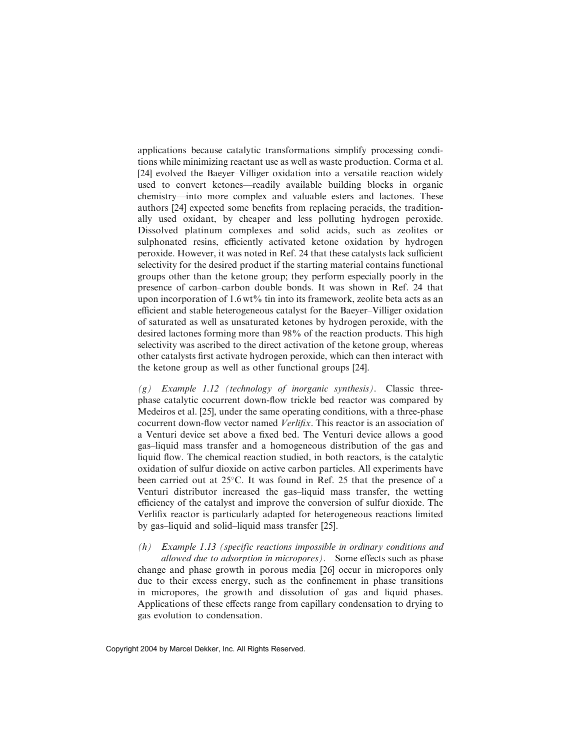applications because catalytic transformations simplify processing conditions while minimizing reactant use as well as waste production. Corma et al. [24] evolved the Baeyer–Villiger oxidation into a versatile reaction widely used to convert ketones—readily available building blocks in organic chemistry—into more complex and valuable esters and lactones. These authors [24] expected some benefits from replacing peracids, the traditionally used oxidant, by cheaper and less polluting hydrogen peroxide. Dissolved platinum complexes and solid acids, such as zeolites or sulphonated resins, efficiently activated ketone oxidation by hydrogen peroxide. However, it was noted in Ref. 24 that these catalysts lack sufficient selectivity for the desired product if the starting material contains functional groups other than the ketone group; they perform especially poorly in the presence of carbon–carbon double bonds. It was shown in Ref. 24 that upon incorporation of 1.6 wt% tin into its framework, zeolite beta acts as an efficient and stable heterogeneous catalyst for the Baeyer–Villiger oxidation of saturated as well as unsaturated ketones by hydrogen peroxide, with the desired lactones forming more than 98% of the reaction products. This high selectivity was ascribed to the direct activation of the ketone group, whereas other catalysts first activate hydrogen peroxide, which can then interact with the ketone group as well as other functional groups [24].

*(g) Example 1.12 (technology of inorganic synthesis).* Classic three-phase catalytic cocurrent down-flow trickle bed reactor was compared by Medeiros et al. [25], under the same operating conditions, with a three-phase cocurrent down-flow vector named *Verlifix*. This reactor is an association of a Venturi device set above a fixed bed. The Venturi device allows a good gas–liquid mass transfer and a homogeneous distribution of the gas and liquid flow. The chemical reaction studied, in both reactors, is the catalytic oxidation of sulfur dioxide on active carbon particles. All experiments have been carried out at 25°C. It was found in Ref. 25 that the presence of a Venturi distributor increased the gas–liquid mass transfer, the wetting efficiency of the catalyst and improve the conversion of sulfur dioxide. The Verlifix reactor is particularly adapted for heterogeneous reactions limited by gas–liquid and solid–liquid mass transfer [25].

*(h) Example 1.13 (specific reactions impossible in ordinary conditions and allowed due to adsorption in micropores).* Some effects such as phase change and phase growth in porous media [26] occur in micropores only due to their excess energy, such as the confinement in phase transitions in micropores, the growth and dissolution of gas and liquid phases. Applications of these effects range from capillary condensation to drying to gas evolution to condensation.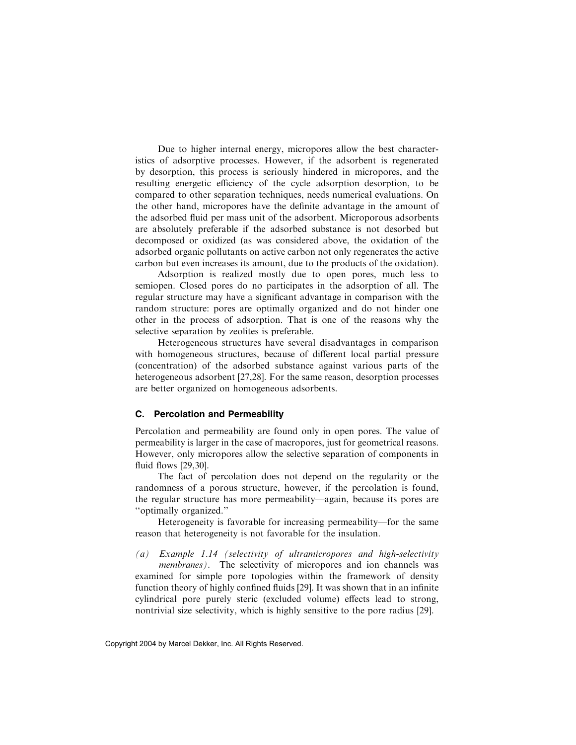Due to higher internal energy, micropores allow the best characteristics of adsorptive processes. However, if the adsorbent is regenerated by desorption, this process is seriously hindered in micropores, and the resulting energetic efficiency of the cycle adsorption–desorption, to be compared to other separation techniques, needs numerical evaluations. On the other hand, micropores have the definite advantage in the amount of the adsorbed fluid per mass unit of the adsorbent. Microporous adsorbents are absolutely preferable if the adsorbed substance is not desorbed but decomposed or oxidized (as was considered above, the oxidation of the adsorbed organic pollutants on active carbon not only regenerates the active carbon but even increases its amount, due to the products of the oxidation).

Adsorption is realized mostly due to open pores, much less to semiopen. Closed pores do no participates in the adsorption of all. The regular structure may have a significant advantage in comparison with the random structure: pores are optimally organized and do not hinder one other in the process of adsorption. That is one of the reasons why the selective separation by zeolites is preferable.

Heterogeneous structures have several disadvantages in comparison with homogeneous structures, because of different local partial pressure (concentration) of the adsorbed substance against various parts of the heterogeneous adsorbent [27,28]. For the same reason, desorption processes are better organized on homogeneous adsorbents.

### C. Percolation and Permeability

Percolation and permeability are found only in open pores. The value of permeability is larger in the case of macropores, just for geometrical reasons. However, only micropores allow the selective separation of components in fluid flows [29,30].

The fact of percolation does not depend on the regularity or the randomness of a porous structure, however, if the percolation is found, the regular structure has more permeability—again, because its pores are "optimally organized."

Heterogeneity is favorable for increasing permeability—for the same reason that heterogeneity is not favorable for the insulation.

*(a) Example 1.14 (selectivity of ultramicropores and high-selectivity membranes).* The selectivity of micropores and ion channels was examined for simple pore topologies within the framework of density function theory of highly confined fluids [29]. It was shown that in an infinite cylindrical pore purely steric (excluded volume) effects lead to strong, nontrivial size selectivity, which is highly sensitive to the pore radius [29].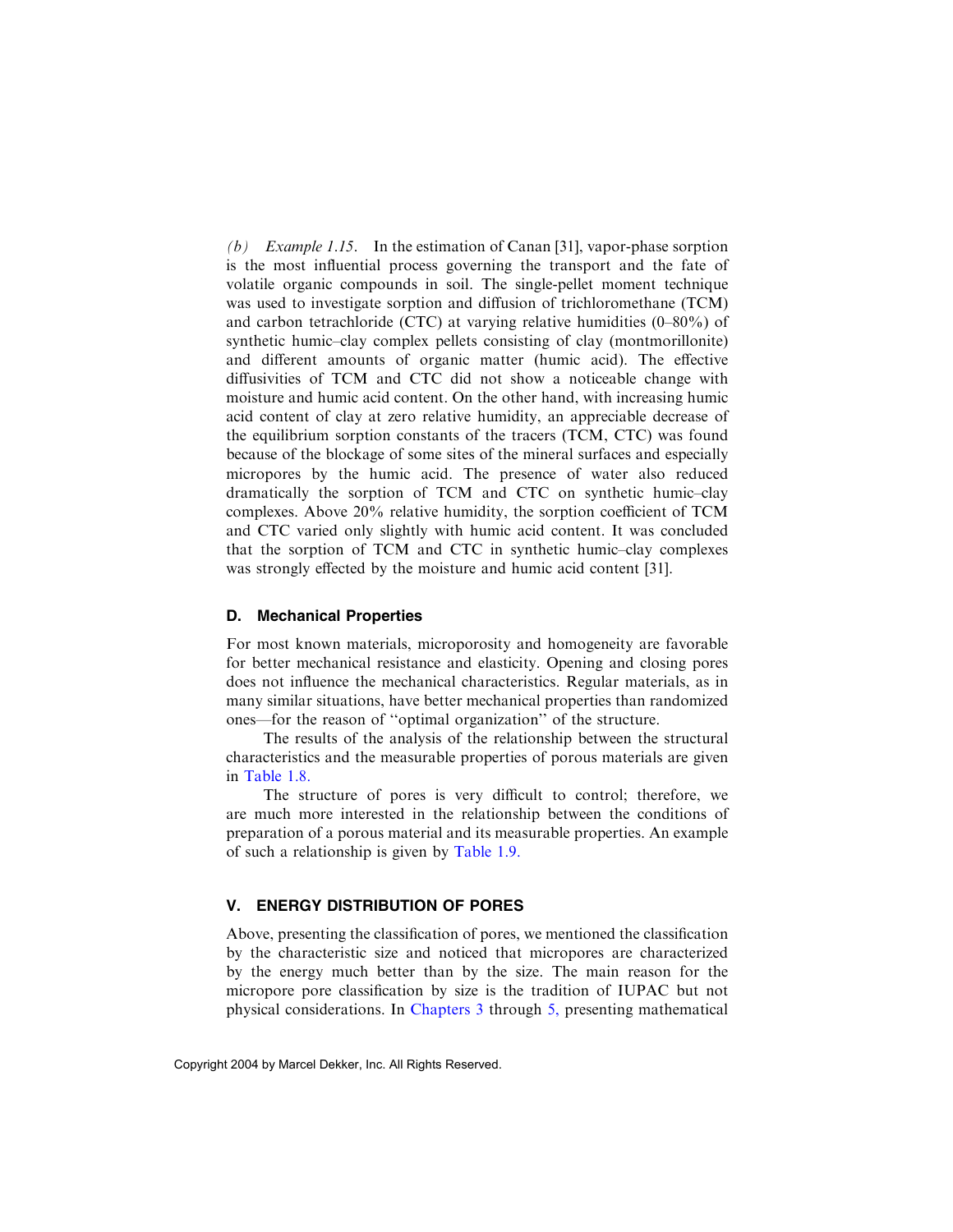*(b) Example 1.15.* In the estimation of Canan [31], vapor-phase sorption is the most influential process governing the transport and the fate of volatile organic compounds in soil. The single-pellet moment technique was used to investigate sorption and diffusion of trichloromethane (TCM) and carbon tetrachloride (CTC) at varying relative humidities (0–80%) of synthetic humic–clay complex pellets consisting of clay (montmorillonite) and different amounts of organic matter (humic acid). The effective diffusivities of TCM and CTC did not show a noticeable change with moisture and humic acid content. On the other hand, with increasing humic acid content of clay at zero relative humidity, an appreciable decrease of the equilibrium sorption constants of the tracers (TCM, CTC) was found because of the blockage of some sites of the mineral surfaces and especially micropores by the humic acid. The presence of water also reduced dramatically the sorption of TCM and CTC on synthetic humic–clay complexes. Above 20% relative humidity, the sorption coefficient of TCM and CTC varied only slightly with humic acid content. It was concluded that the sorption of TCM and CTC in synthetic humic–clay complexes was strongly effected by the moisture and humic acid content [31].

### D. Mechanical Properties

For most known materials, microporosity and homogeneity are favorable for better mechanical resistance and elasticity. Opening and closing pores does not influence the mechanical characteristics. Regular materials, as in many similar situations, have better mechanical properties than randomized ones—for the reason of ''optimal organization'' of the structure.

The results of the analysis of the relationship between the structural characteristics and the measurable properties of porous materials are given in Table 1.8.

The structure of pores is very difficult to control; therefore, we are much more interested in the relationship between the conditions of preparation of a porous material and its measurable properties. An example of such a relationship is given by Table 1.9.

## V. ENERGY DISTRIBUTION OF PORES

Above, presenting the classification of pores, we mentioned the classification by the characteristic size and noticed that micropores are characterized by the energy much better than by the size. The main reason for the micropore pore classification by size is the tradition of IUPAC but not physical considerations. In Chapters 3 through 5, presenting mathematical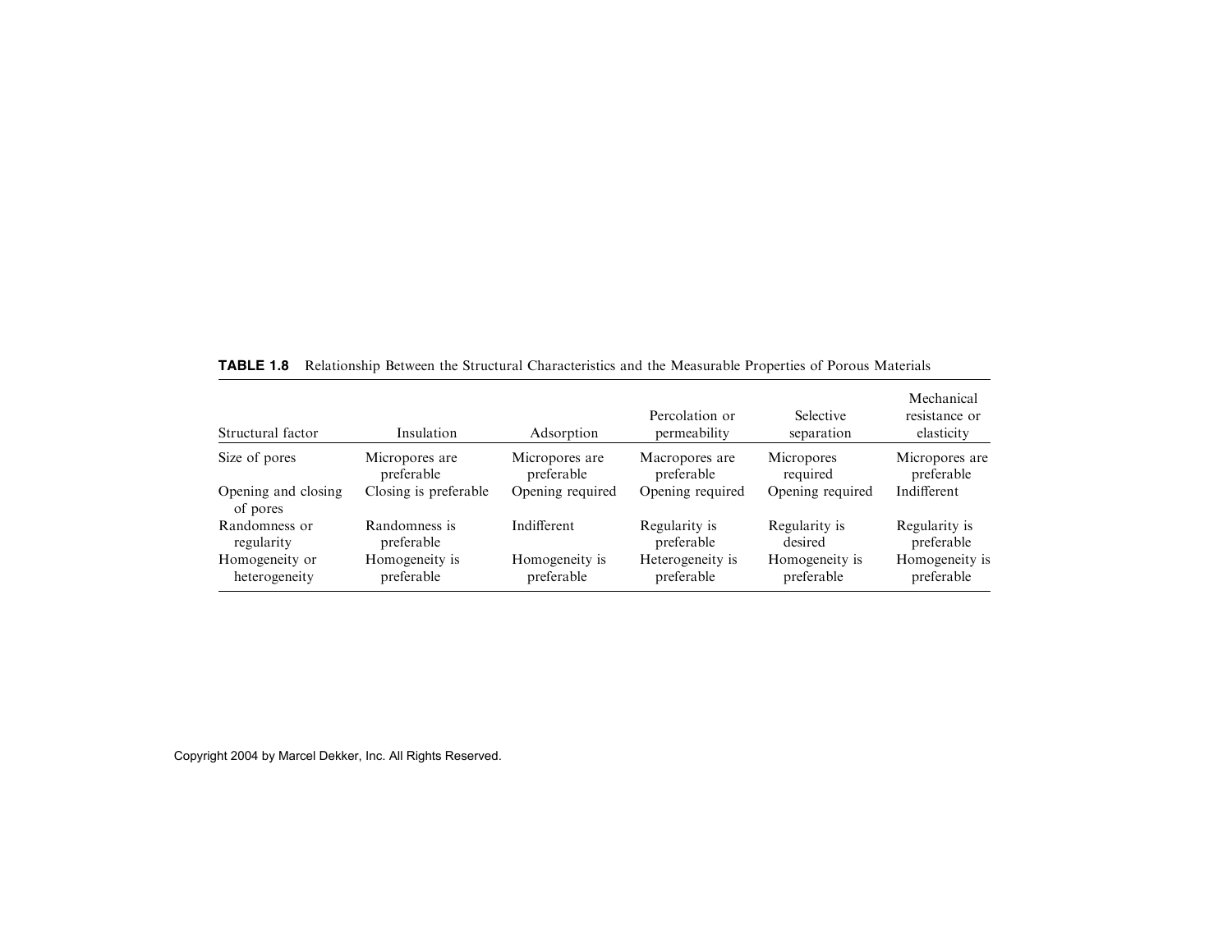**TABLE 1.8** Relationship Between the Structural Characteristics and the Measurable Properties of Porous Materials

| Structural factor | Insulation | Adsorption | Percolation or permeability | Selective separation | Mechanical resistance or elasticity |
|---|---|---|---|---|---|
| Size of pores | Micropores are preferable | Micropores are preferable | Macropores are preferable | Micropores required | Micropores are preferable |
| Opening and closing of pores | Closing is preferable | Opening required | Opening required | Opening required | Indifferent |
| Randomness or regularity | Randomness is preferable | Indifferent | Regularity is preferable | Regularity is desired | Regularity is preferable |
| Homogeneity or heterogeneity | Homogeneity is preferable | Homogeneity is preferable | Heterogeneity is preferable | Homogeneity is preferable | Homogeneity is preferable |

Copyright 2004 by Marcel Dekker, Inc. All Rights Reserved.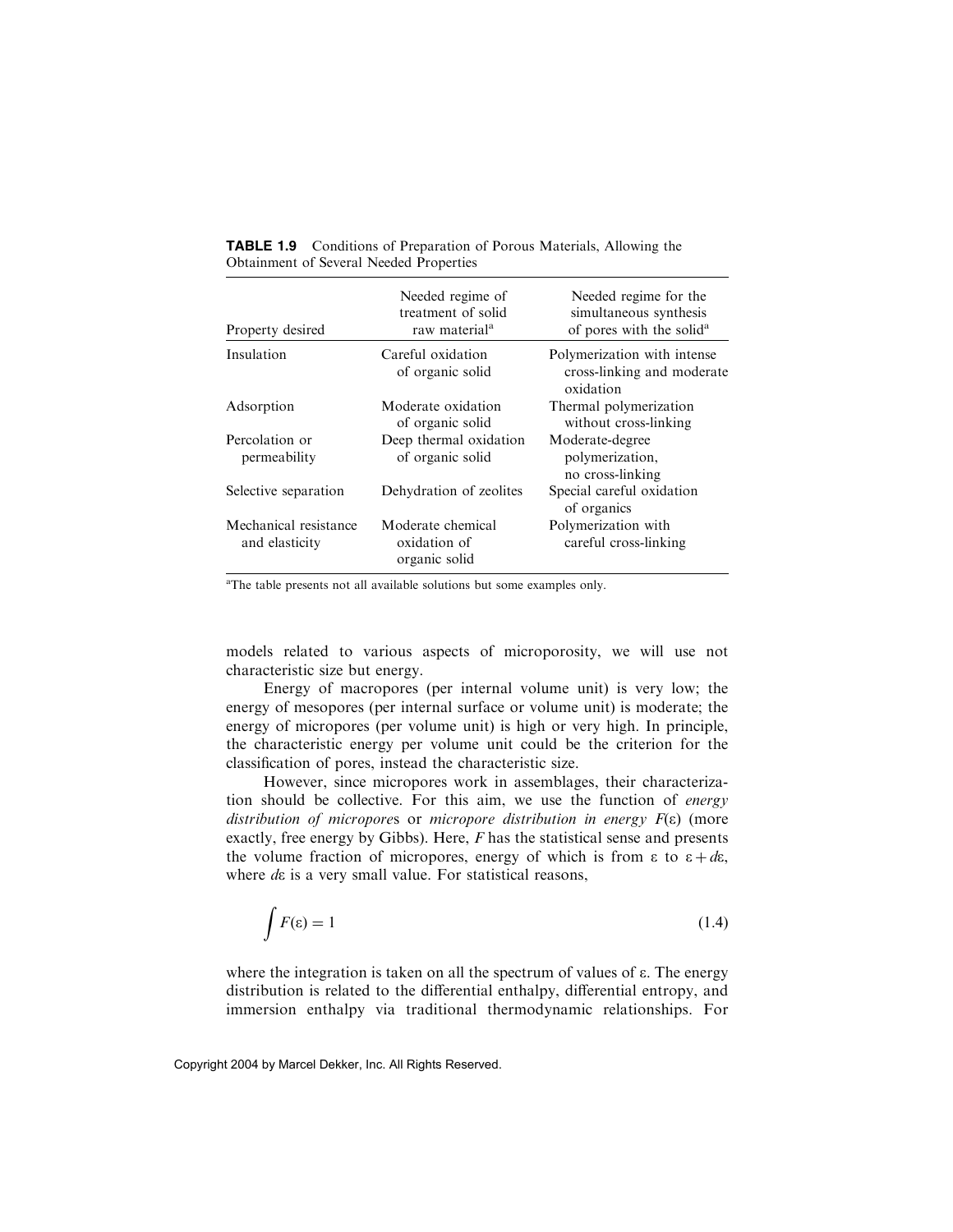**TABLE 1.9** Conditions of Preparation of Porous Materials, Allowing the Obtainment of Several Needed Properties

| Property desired | Needed regime of treatment of solid raw material[a] | Needed regime for the simultaneous synthesis of pores with the solid[a] |
|---|---|---|
| Insulation | Careful oxidation of organic solid | Polymerization with intense cross-linking and moderate oxidation |
| Adsorption | Moderate oxidation of organic solid | Thermal polymerization without cross-linking |
| Percolation or permeability | Deep thermal oxidation of organic solid | Moderate-degree polymerization, no cross-linking |
| Selective separation | Dehydration of zeolites | Special careful oxidation of organics |
| Mechanical resistance and elasticity | Moderate chemical oxidation of organic solid | Polymerization with careful cross-linking |

[a]The table presents not all available solutions but some examples only.

models related to various aspects of microporosity, we will use not characteristic size but energy.

Energy of macropores (per internal volume unit) is very low; the energy of mesopores (per internal surface or volume unit) is moderate; the energy of micropores (per volume unit) is high or very high. In principle, the characteristic energy per volume unit could be the criterion for the classification of pores, instead the characteristic size.

However, since micropores work in assemblages, their characterization should be collective. For this aim, we use the function of *energy distribution of micropores* or *micropore distribution in energy* $F(\varepsilon)$ (more exactly, free energy by Gibbs). Here, $F$ has the statistical sense and presents the volume fraction of micropores, energy of which is from $\varepsilon$ to $\varepsilon + d\varepsilon$, where $d\varepsilon$ is a very small value. For statistical reasons,

$$\int F(\varepsilon) = 1 \tag{1.4}$$

where the integration is taken on all the spectrum of values of $\varepsilon$. The energy distribution is related to the differential enthalpy, differential entropy, and immersion enthalpy via traditional thermodynamic relationships. For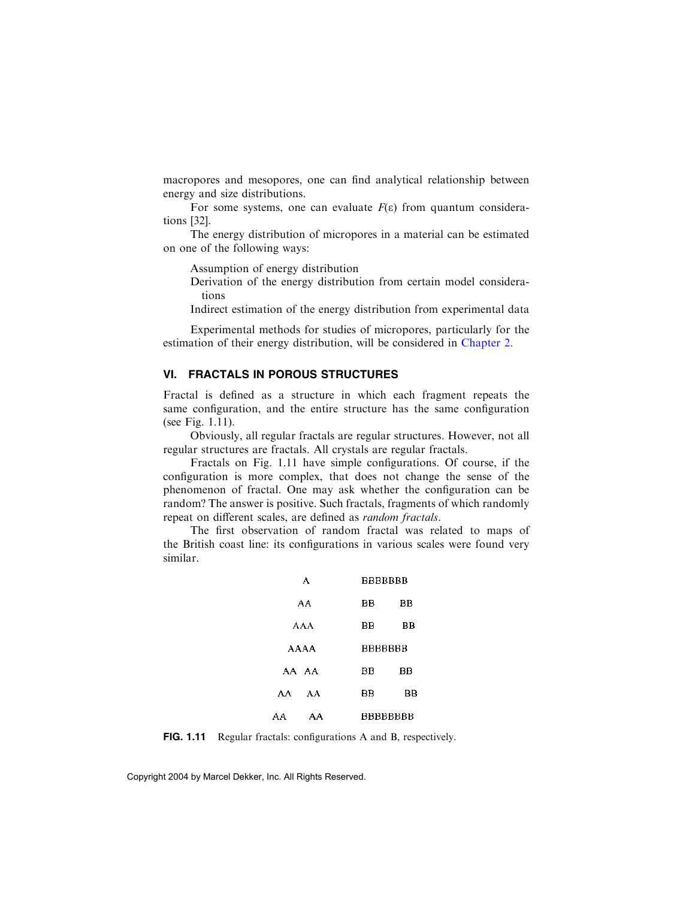macropores and mesopores, one can find analytical relationship between energy and size distributions.

For some systems, one can evaluate $F(\varepsilon)$ from quantum considerations [32].

The energy distribution of micropores in a material can be estimated on one of the following ways:

- Assumption of energy distribution
- Derivation of the energy distribution from certain model considerations
- Indirect estimation of the energy distribution from experimental data

Experimental methods for studies of micropores, particularly for the estimation of their energy distribution, will be considered in Chapter 2.

## VI. FRACTALS IN POROUS STRUCTURES

Fractal is defined as a structure in which each fragment repeats the same configuration, and the entire structure has the same configuration (see Fig. 1.11).

Obviously, all regular fractals are regular structures. However, not all regular structures are fractals. All crystals are regular fractals.

Fractals on Fig. 1.11 have simple configurations. Of course, if the configuration is more complex, that does not change the sense of the phenomenon of fractal. One may ask whether the configuration can be random? The answer is positive. Such fractals, fragments of which randomly repeat on different scales, are defined as *random fractals*.

The first observation of random fractal was related to maps of the British coast line: its configurations in various scales were found very similar.

```
      A           BBBBBBB
     AA           BB    BB
    AAA           BB     BB
   AAAA           BBBBBBB
  AA  AA          BB    BB
 AA    AA         BB     BB
AA      AA        BBBBBBBB
```

**FIG. 1.11** Regular fractals: configurations A and B, respectively.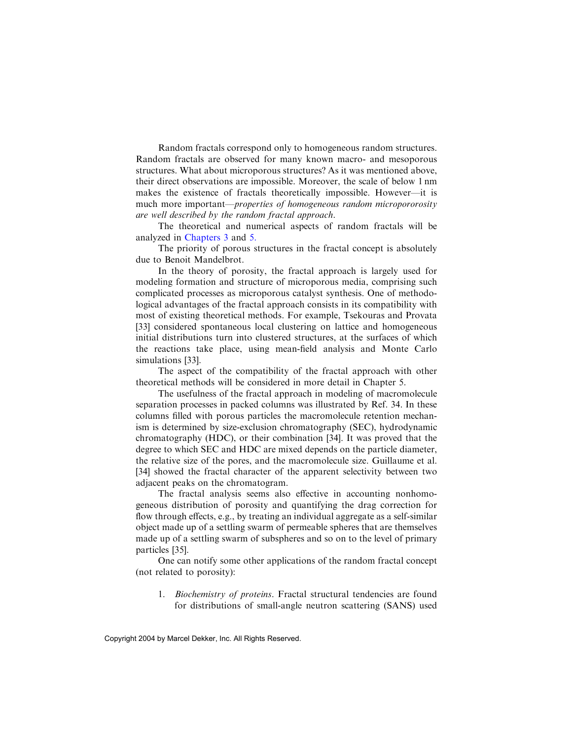Random fractals correspond only to homogeneous random structures. Random fractals are observed for many known macro- and mesoporous structures. What about microporous structures? As it was mentioned above, their direct observations are impossible. Moreover, the scale of below 1 nm makes the existence of fractals theoretically impossible. However—it is much more important—*properties of homogeneous random micropororosity are well described by the random fractal approach*.

The theoretical and numerical aspects of random fractals will be analyzed in Chapters 3 and 5.

The priority of porous structures in the fractal concept is absolutely due to Benoit Mandelbrot.

In the theory of porosity, the fractal approach is largely used for modeling formation and structure of microporous media, comprising such complicated processes as microporous catalyst synthesis. One of methodological advantages of the fractal approach consists in its compatibility with most of existing theoretical methods. For example, Tsekouras and Provata [33] considered spontaneous local clustering on lattice and homogeneous initial distributions turn into clustered structures, at the surfaces of which the reactions take place, using mean-field analysis and Monte Carlo simulations [33].

The aspect of the compatibility of the fractal approach with other theoretical methods will be considered in more detail in Chapter 5.

The usefulness of the fractal approach in modeling of macromolecule separation processes in packed columns was illustrated by Ref. 34. In these columns filled with porous particles the macromolecule retention mechanism is determined by size-exclusion chromatography (SEC), hydrodynamic chromatography (HDC), or their combination [34]. It was proved that the degree to which SEC and HDC are mixed depends on the particle diameter, the relative size of the pores, and the macromolecule size. Guillaume et al. [34] showed the fractal character of the apparent selectivity between two adjacent peaks on the chromatogram.

The fractal analysis seems also effective in accounting nonhomogeneous distribution of porosity and quantifying the drag correction for flow through effects, e.g., by treating an individual aggregate as a self-similar object made up of a settling swarm of permeable spheres that are themselves made up of a settling swarm of subspheres and so on to the level of primary particles [35].

One can notify some other applications of the random fractal concept (not related to porosity):

1. *Biochemistry of proteins*. Fractal structural tendencies are found for distributions of small-angle neutron scattering (SANS) used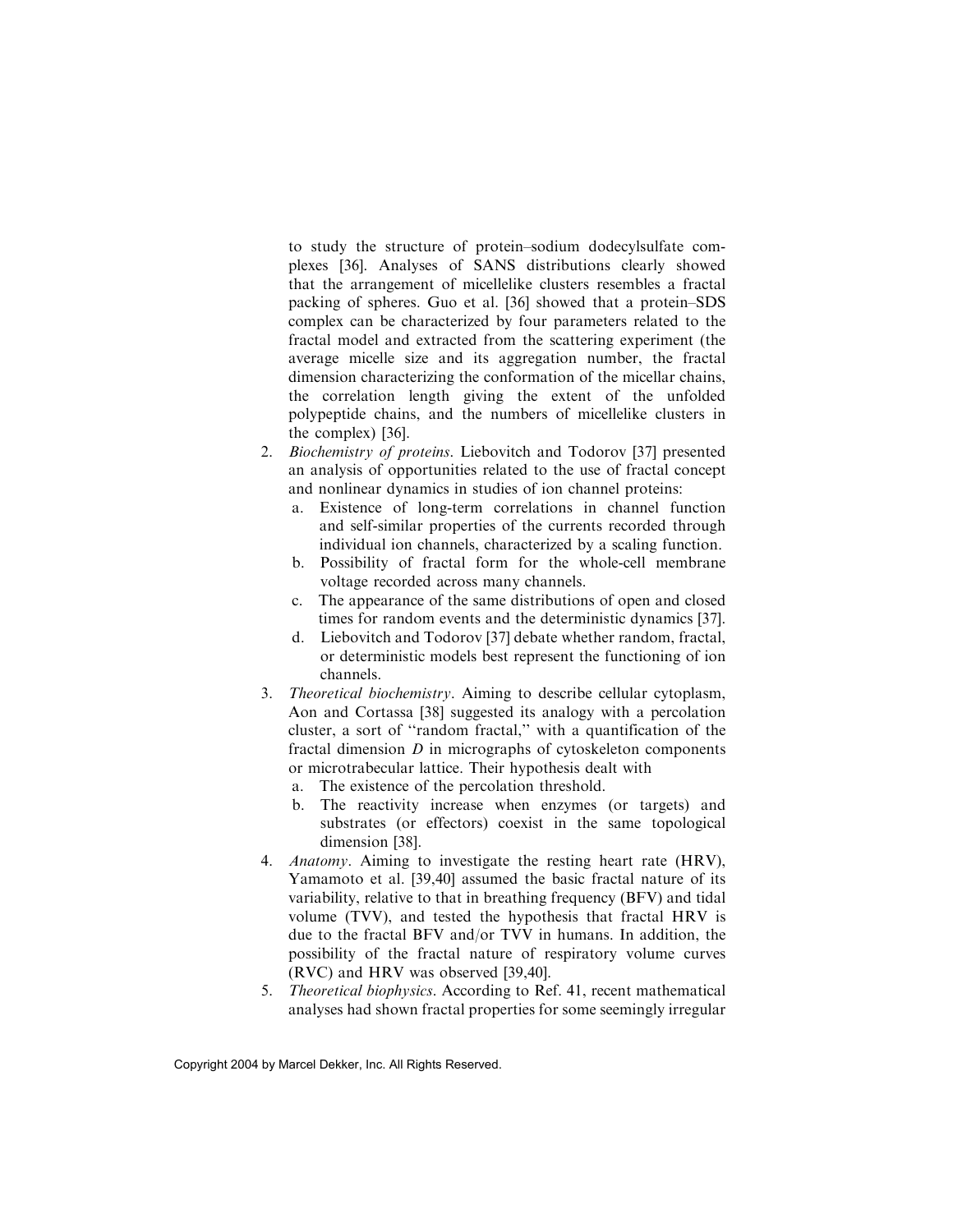to study the structure of protein–sodium dodecylsulfate complexes [36]. Analyses of SANS distributions clearly showed that the arrangement of micellelike clusters resembles a fractal packing of spheres. Guo et al. [36] showed that a protein–SDS complex can be characterized by four parameters related to the fractal model and extracted from the scattering experiment (the average micelle size and its aggregation number, the fractal dimension characterizing the conformation of the micellar chains, the correlation length giving the extent of the unfolded polypeptide chains, and the numbers of micellelike clusters in the complex) [36].

2. *Biochemistry of proteins*. Liebovitch and Todorov [37] presented an analysis of opportunities related to the use of fractal concept and nonlinear dynamics in studies of ion channel proteins:
   a. Existence of long-term correlations in channel function and self-similar properties of the currents recorded through individual ion channels, characterized by a scaling function.
   b. Possibility of fractal form for the whole-cell membrane voltage recorded across many channels.
   c. The appearance of the same distributions of open and closed times for random events and the deterministic dynamics [37].
   d. Liebovitch and Todorov [37] debate whether random, fractal, or deterministic models best represent the functioning of ion channels.
3. *Theoretical biochemistry*. Aiming to describe cellular cytoplasm, Aon and Cortassa [38] suggested its analogy with a percolation cluster, a sort of ''random fractal,'' with a quantification of the fractal dimension $D$ in micrographs of cytoskeleton components or microtrabecular lattice. Their hypothesis dealt with
   a. The existence of the percolation threshold.
   b. The reactivity increase when enzymes (or targets) and substrates (or effectors) coexist in the same topological dimension [38].
4. *Anatomy*. Aiming to investigate the resting heart rate (HRV), Yamamoto et al. [39,40] assumed the basic fractal nature of its variability, relative to that in breathing frequency (BFV) and tidal volume (TVV), and tested the hypothesis that fractal HRV is due to the fractal BFV and/or TVV in humans. In addition, the possibility of the fractal nature of respiratory volume curves (RVC) and HRV was observed [39,40].
5. *Theoretical biophysics*. According to Ref. 41, recent mathematical analyses had shown fractal properties for some seemingly irregular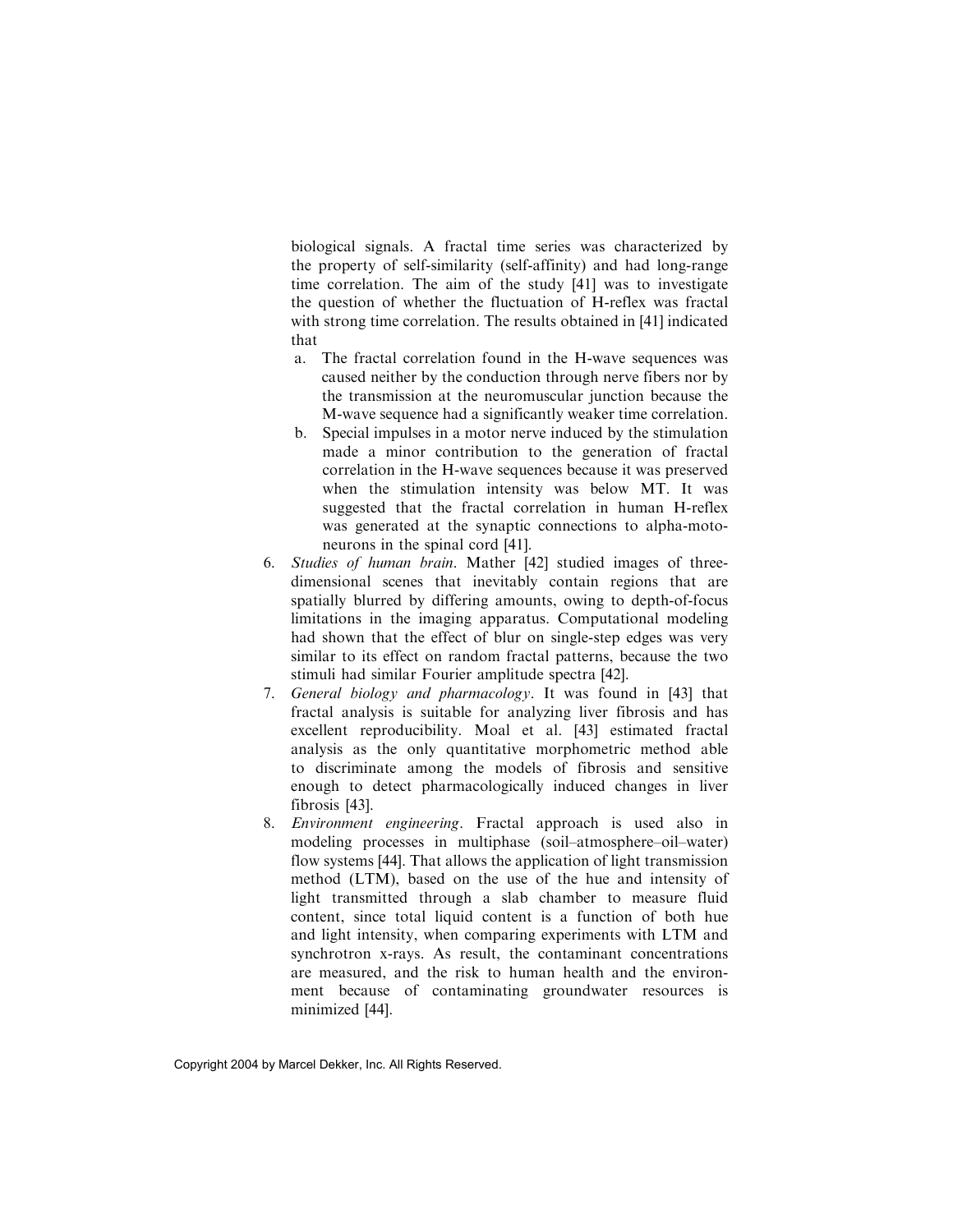biological signals. A fractal time series was characterized by the property of self-similarity (self-affinity) and had long-range time correlation. The aim of the study [41] was to investigate the question of whether the fluctuation of H-reflex was fractal with strong time correlation. The results obtained in [41] indicated that

   a. The fractal correlation found in the H-wave sequences was caused neither by the conduction through nerve fibers nor by the transmission at the neuromuscular junction because the M-wave sequence had a significantly weaker time correlation.
   b. Special impulses in a motor nerve induced by the stimulation made a minor contribution to the generation of fractal correlation in the H-wave sequences because it was preserved when the stimulation intensity was below MT. It was suggested that the fractal correlation in human H-reflex was generated at the synaptic connections to alpha-motoneurons in the spinal cord [41].

6. *Studies of human brain*. Mather [42] studied images of three-dimensional scenes that inevitably contain regions that are spatially blurred by differing amounts, owing to depth-of-focus limitations in the imaging apparatus. Computational modeling had shown that the effect of blur on single-step edges was very similar to its effect on random fractal patterns, because the two stimuli had similar Fourier amplitude spectra [42].
7. *General biology and pharmacology*. It was found in [43] that fractal analysis is suitable for analyzing liver fibrosis and has excellent reproducibility. Moal et al. [43] estimated fractal analysis as the only quantitative morphometric method able to discriminate among the models of fibrosis and sensitive enough to detect pharmacologically induced changes in liver fibrosis [43].
8. *Environment engineering*. Fractal approach is used also in modeling processes in multiphase (soil–atmosphere–oil–water) flow systems [44]. That allows the application of light transmission method (LTM), based on the use of the hue and intensity of light transmitted through a slab chamber to measure fluid content, since total liquid content is a function of both hue and light intensity, when comparing experiments with LTM and synchrotron x-rays. As result, the contaminant concentrations are measured, and the risk to human health and the environment because of contaminating groundwater resources is minimized [44].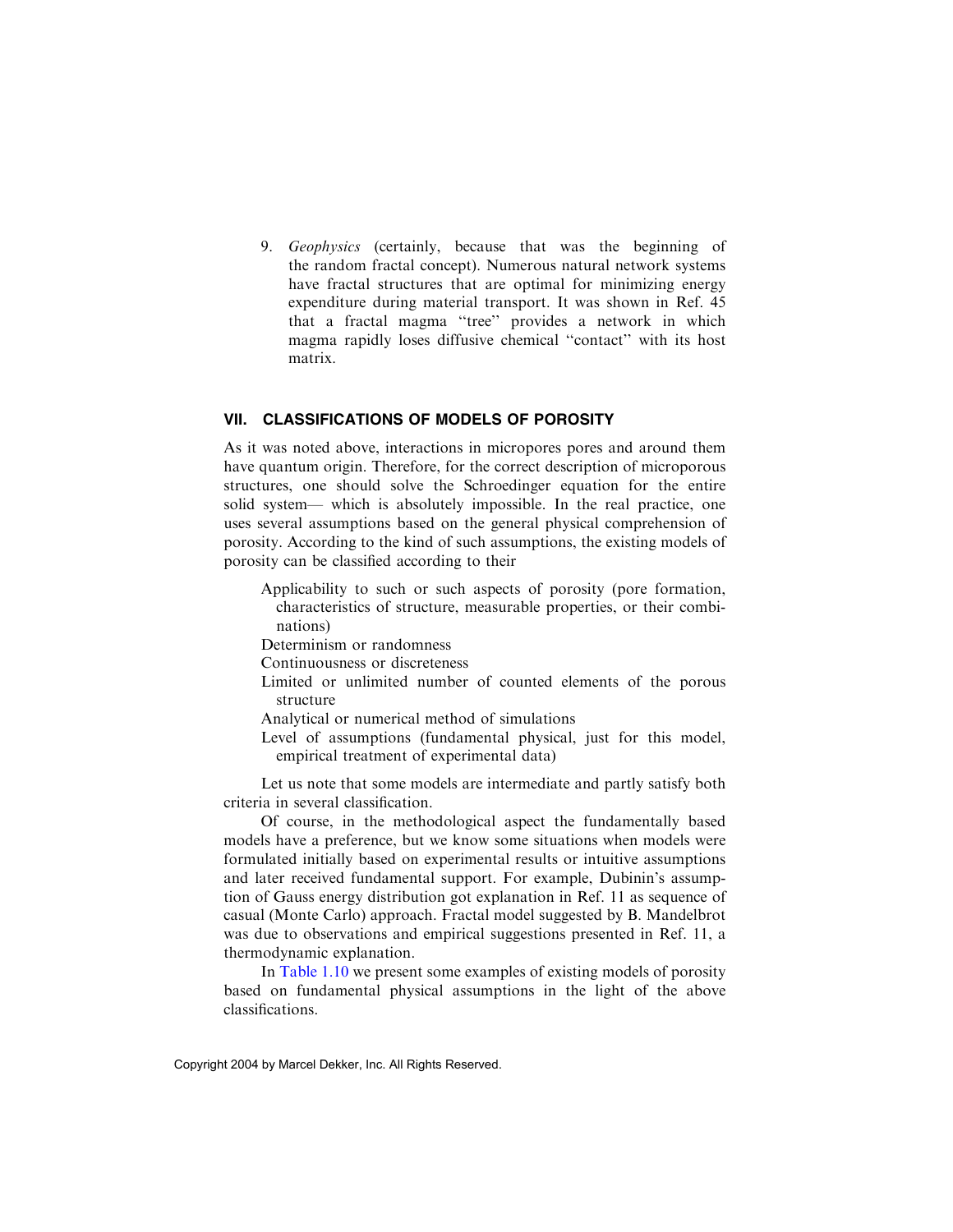9. *Geophysics* (certainly, because that was the beginning of the random fractal concept). Numerous natural network systems have fractal structures that are optimal for minimizing energy expenditure during material transport. It was shown in Ref. 45 that a fractal magma "tree" provides a network in which magma rapidly loses diffusive chemical "contact" with its host matrix.

## VII. CLASSIFICATIONS OF MODELS OF POROSITY

As it was noted above, interactions in micropores pores and around them have quantum origin. Therefore, for the correct description of microporous structures, one should solve the Schroedinger equation for the entire solid system— which is absolutely impossible. In the real practice, one uses several assumptions based on the general physical comprehension of porosity. According to the kind of such assumptions, the existing models of porosity can be classified according to their

- Applicability to such or such aspects of porosity (pore formation, characteristics of structure, measurable properties, or their combinations)
- Determinism or randomness
- Continuousness or discreteness
- Limited or unlimited number of counted elements of the porous structure
- Analytical or numerical method of simulations
- Level of assumptions (fundamental physical, just for this model, empirical treatment of experimental data)

Let us note that some models are intermediate and partly satisfy both criteria in several classification.

Of course, in the methodological aspect the fundamentally based models have a preference, but we know some situations when models were formulated initially based on experimental results or intuitive assumptions and later received fundamental support. For example, Dubinin's assumption of Gauss energy distribution got explanation in Ref. 11 as sequence of casual (Monte Carlo) approach. Fractal model suggested by B. Mandelbrot was due to observations and empirical suggestions presented in Ref. 11, a thermodynamic explanation.

In Table 1.10 we present some examples of existing models of porosity based on fundamental physical assumptions in the light of the above classifications.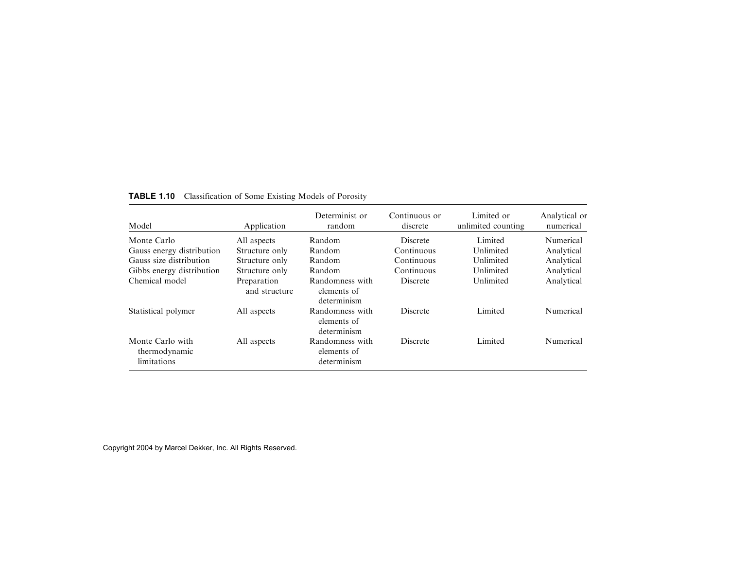**TABLE 1.10** Classification of Some Existing Models of Porosity

| Model | Application | Determinist or random | Continuous or discrete | Limited or unlimited counting | Analytical or numerical |
|---|---|---|---|---|---|
| Monte Carlo | All aspects | Random | Discrete | Limited | Numerical |
| Gauss energy distribution | Structure only | Random | Continuous | Unlimited | Analytical |
| Gauss size distribution | Structure only | Random | Continuous | Unlimited | Analytical |
| Gibbs energy distribution | Structure only | Random | Continuous | Unlimited | Analytical |
| Chemical model | Preparation and structure | Randomness with elements of determinism | Discrete | Unlimited | Analytical |
| Statistical polymer | All aspects | Randomness with elements of determinism | Discrete | Limited | Numerical |
| Monte Carlo with thermodynamic limitations | All aspects | Randomness with elements of determinism | Discrete | Limited | Numerical |

Copyright 2004 by Marcel Dekker, Inc. All Rights Reserved.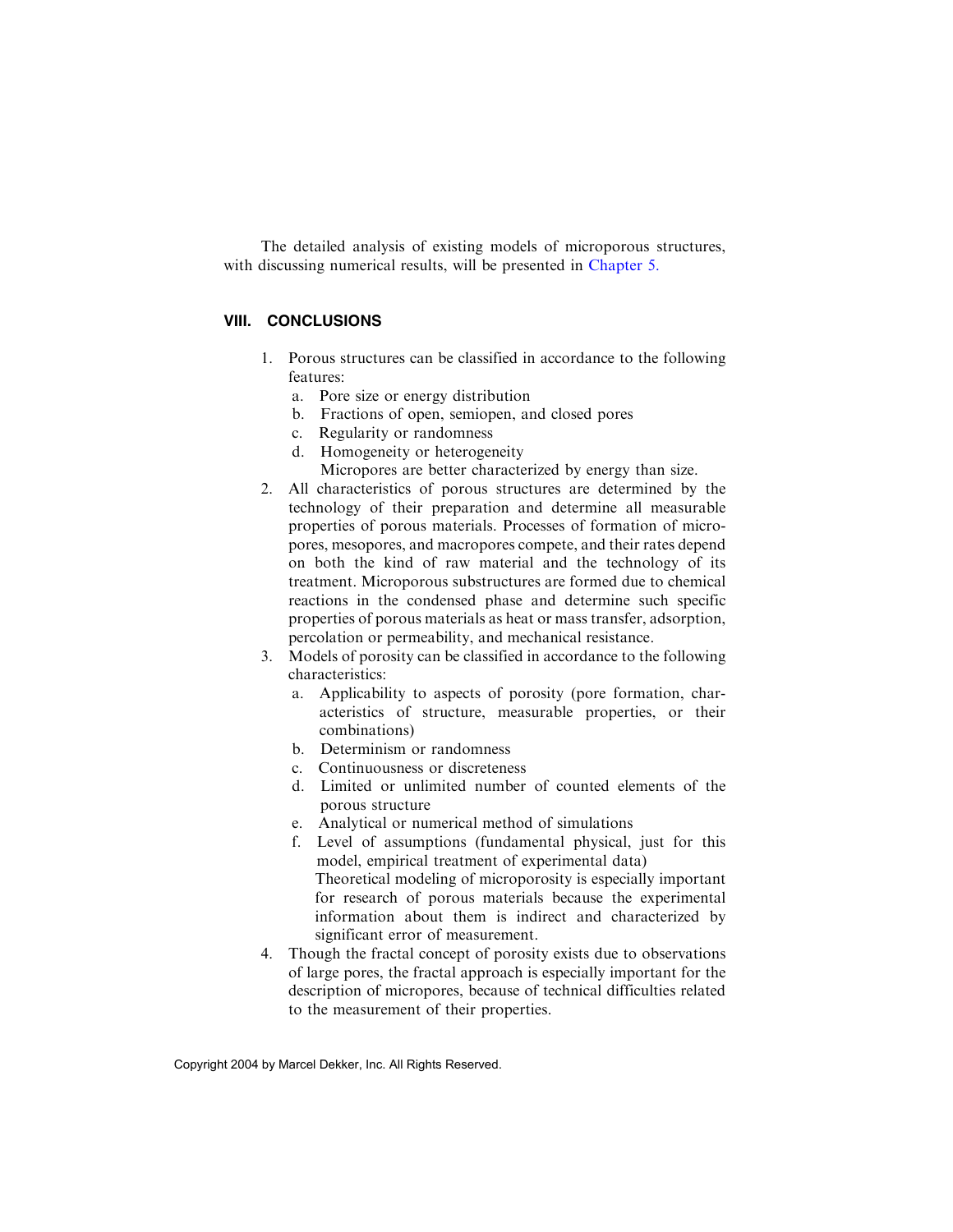The detailed analysis of existing models of microporous structures, with discussing numerical results, will be presented in Chapter 5.

## VIII. CONCLUSIONS

1. Porous structures can be classified in accordance to the following features:
   a. Pore size or energy distribution
   b. Fractions of open, semiopen, and closed pores
   c. Regularity or randomness
   d. Homogeneity or heterogeneity

   Micropores are better characterized by energy than size.
2. All characteristics of porous structures are determined by the technology of their preparation and determine all measurable properties of porous materials. Processes of formation of micropores, mesopores, and macropores compete, and their rates depend on both the kind of raw material and the technology of its treatment. Microporous substructures are formed due to chemical reactions in the condensed phase and determine such specific properties of porous materials as heat or mass transfer, adsorption, percolation or permeability, and mechanical resistance.
3. Models of porosity can be classified in accordance to the following characteristics:
   a. Applicability to aspects of porosity (pore formation, characteristics of structure, measurable properties, or their combinations)
   b. Determinism or randomness
   c. Continuousness or discreteness
   d. Limited or unlimited number of counted elements of the porous structure
   e. Analytical or numerical method of simulations
   f. Level of assumptions (fundamental physical, just for this model, empirical treatment of experimental data)

   Theoretical modeling of microporosity is especially important for research of porous materials because the experimental information about them is indirect and characterized by significant error of measurement.
4. Though the fractal concept of porosity exists due to observations of large pores, the fractal approach is especially important for the description of micropores, because of technical difficulties related to the measurement of their properties.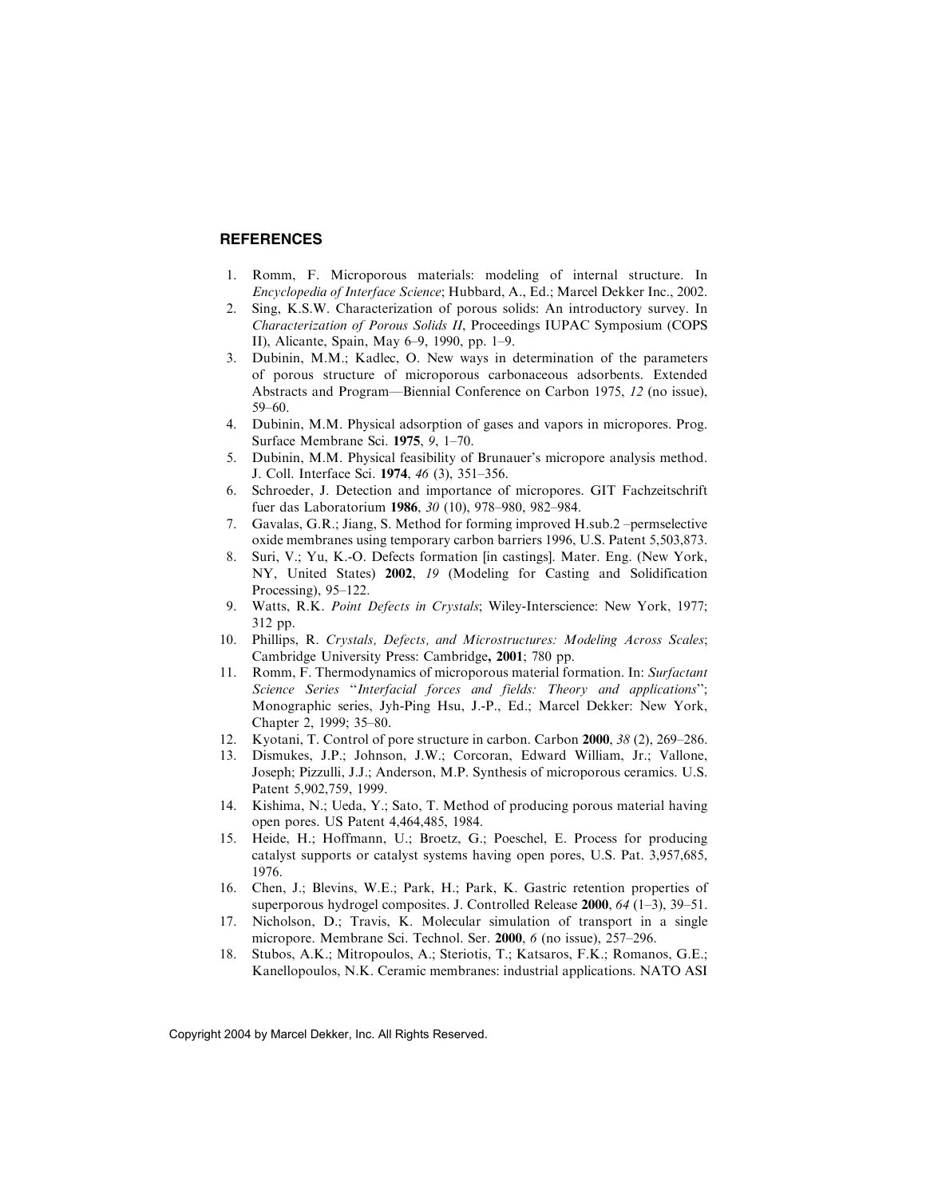## REFERENCES

1. Romm, F. Microporous materials: modeling of internal structure. In *Encyclopedia of Interface Science*; Hubbard, A., Ed.; Marcel Dekker Inc., 2002.
2. Sing, K.S.W. Characterization of porous solids: An introductory survey. In *Characterization of Porous Solids II*, Proceedings IUPAC Symposium (COPS II), Alicante, Spain, May 6–9, 1990, pp. 1–9.
3. Dubinin, M.M.; Kadlec, O. New ways in determination of the parameters of porous structure of microporous carbonaceous adsorbents. Extended Abstracts and Program—Biennial Conference on Carbon 1975, *12* (no issue), 59–60.
4. Dubinin, M.M. Physical adsorption of gases and vapors in micropores. Prog. Surface Membrane Sci. **1975**, *9*, 1–70.
5. Dubinin, M.M. Physical feasibility of Brunauer's micropore analysis method. J. Coll. Interface Sci. **1974**, *46* (3), 351–356.
6. Schroeder, J. Detection and importance of micropores. GIT Fachzeitschrift fuer das Laboratorium **1986**, *30* (10), 978–980, 982–984.
7. Gavalas, G.R.; Jiang, S. Method for forming improved H.sub.2 –permselective oxide membranes using temporary carbon barriers 1996, U.S. Patent 5,503,873.
8. Suri, V.; Yu, K.-O. Defects formation [in castings]. Mater. Eng. (New York, NY, United States) **2002**, *19* (Modeling for Casting and Solidification Processing), 95–122.
9. Watts, R.K. *Point Defects in Crystals*; Wiley-Interscience: New York, 1977; 312 pp.
10. Phillips, R. *Crystals, Defects, and Microstructures: Modeling Across Scales*; Cambridge University Press: Cambridge**, 2001**; 780 pp.
11. Romm, F. Thermodynamics of microporous material formation. In: *Surfactant Science Series "Interfacial forces and fields: Theory and applications"*; Monographic series, Jyh-Ping Hsu, J.-P., Ed.; Marcel Dekker: New York, Chapter 2, 1999; 35–80.
12. Kyotani, T. Control of pore structure in carbon. Carbon **2000**, *38* (2), 269–286.
13. Dismukes, J.P.; Johnson, J.W.; Corcoran, Edward William, Jr.; Vallone, Joseph; Pizzulli, J.J.; Anderson, M.P. Synthesis of microporous ceramics. U.S. Patent 5,902,759, 1999.
14. Kishima, N.; Ueda, Y.; Sato, T. Method of producing porous material having open pores. US Patent 4,464,485, 1984.
15. Heide, H.; Hoffmann, U.; Broetz, G.; Poeschel, E. Process for producing catalyst supports or catalyst systems having open pores, U.S. Pat. 3,957,685, 1976.
16. Chen, J.; Blevins, W.E.; Park, H.; Park, K. Gastric retention properties of superporous hydrogel composites. J. Controlled Release **2000**, *64* (1–3), 39–51.
17. Nicholson, D.; Travis, K. Molecular simulation of transport in a single micropore. Membrane Sci. Technol. Ser. **2000**, *6* (no issue), 257–296.
18. Stubos, A.K.; Mitropoulos, A.; Steriotis, T.; Katsaros, F.K.; Romanos, G.E.; Kanellopoulos, N.K. Ceramic membranes: industrial applications. NATO ASI

Copyright 2004 by Marcel Dekker, Inc. All Rights Reserved.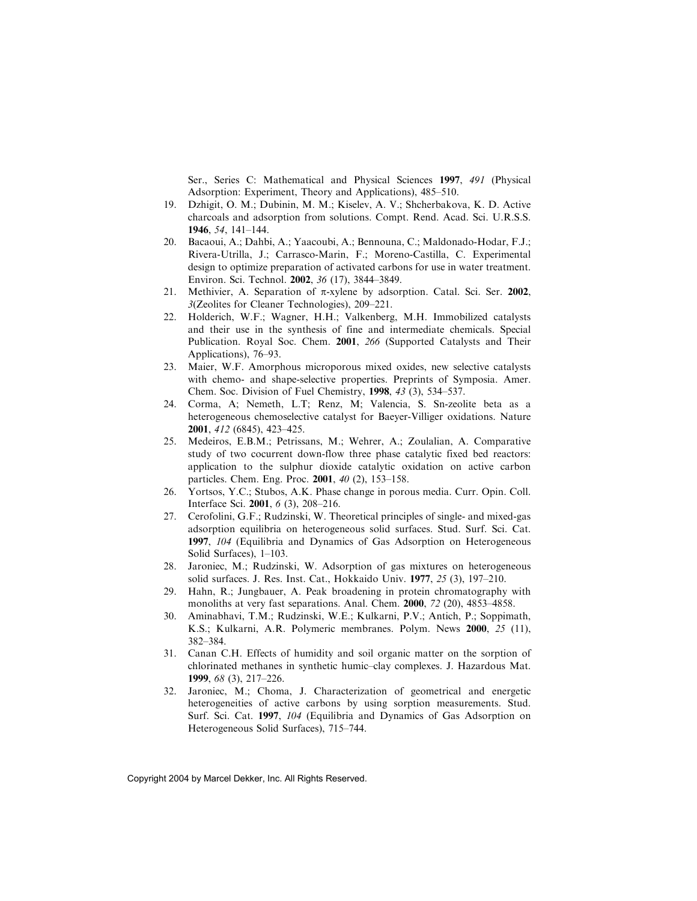Ser., Series C: Mathematical and Physical Sciences **1997**, *491* (Physical Adsorption: Experiment, Theory and Applications), 485–510.

19. Dzhigit, O. M.; Dubinin, M. M.; Kiselev, A. V.; Shcherbakova, K. D. Active charcoals and adsorption from solutions. Compt. Rend. Acad. Sci. U.R.S.S. **1946**, *54*, 141–144.
20. Bacaoui, A.; Dahbi, A.; Yaacoubi, A.; Bennouna, C.; Maldonado-Hodar, F.J.; Rivera-Utrilla, J.; Carrasco-Marin, F.; Moreno-Castilla, C. Experimental design to optimize preparation of activated carbons for use in water treatment. Environ. Sci. Technol. **2002**, *36* (17), 3844–3849.
21. Methivier, A. Separation of $\pi$-xylene by adsorption. Catal. Sci. Ser. **2002**, *3*(Zeolites for Cleaner Technologies), 209–221.
22. Holderich, W.F.; Wagner, H.H.; Valkenberg, M.H. Immobilized catalysts and their use in the synthesis of fine and intermediate chemicals. Special Publication. Royal Soc. Chem. **2001**, *266* (Supported Catalysts and Their Applications), 76–93.
23. Maier, W.F. Amorphous microporous mixed oxides, new selective catalysts with chemo- and shape-selective properties. Preprints of Symposia. Amer. Chem. Soc. Division of Fuel Chemistry, **1998**, *43* (3), 534–537.
24. Corma, A; Nemeth, L.T; Renz, M; Valencia, S. Sn-zeolite beta as a heterogeneous chemoselective catalyst for Baeyer-Villiger oxidations. Nature **2001**, *412* (6845), 423–425.
25. Medeiros, E.B.M.; Petrissans, M.; Wehrer, A.; Zoulalian, A. Comparative study of two cocurrent down-flow three phase catalytic fixed bed reactors: application to the sulphur dioxide catalytic oxidation on active carbon particles. Chem. Eng. Proc. **2001**, *40* (2), 153–158.
26. Yortsos, Y.C.; Stubos, A.K. Phase change in porous media. Curr. Opin. Coll. Interface Sci. **2001**, *6* (3), 208–216.
27. Cerofolini, G.F.; Rudzinski, W. Theoretical principles of single- and mixed-gas adsorption equilibria on heterogeneous solid surfaces. Stud. Surf. Sci. Cat. **1997**, *104* (Equilibria and Dynamics of Gas Adsorption on Heterogeneous Solid Surfaces), 1–103.
28. Jaroniec, M.; Rudzinski, W. Adsorption of gas mixtures on heterogeneous solid surfaces. J. Res. Inst. Cat., Hokkaido Univ. **1977**, *25* (3), 197–210.
29. Hahn, R.; Jungbauer, A. Peak broadening in protein chromatography with monoliths at very fast separations. Anal. Chem. **2000**, *72* (20), 4853–4858.
30. Aminabhavi, T.M.; Rudzinski, W.E.; Kulkarni, P.V.; Antich, P.; Soppimath, K.S.; Kulkarni, A.R. Polymeric membranes. Polym. News **2000**, *25* (11), 382–384.
31. Canan C.H. Effects of humidity and soil organic matter on the sorption of chlorinated methanes in synthetic humic–clay complexes. J. Hazardous Mat. **1999**, *68* (3), 217–226.
32. Jaroniec, M.; Choma, J. Characterization of geometrical and energetic heterogeneities of active carbons by using sorption measurements. Stud. Surf. Sci. Cat. **1997**, *104* (Equilibria and Dynamics of Gas Adsorption on Heterogeneous Solid Surfaces), 715–744.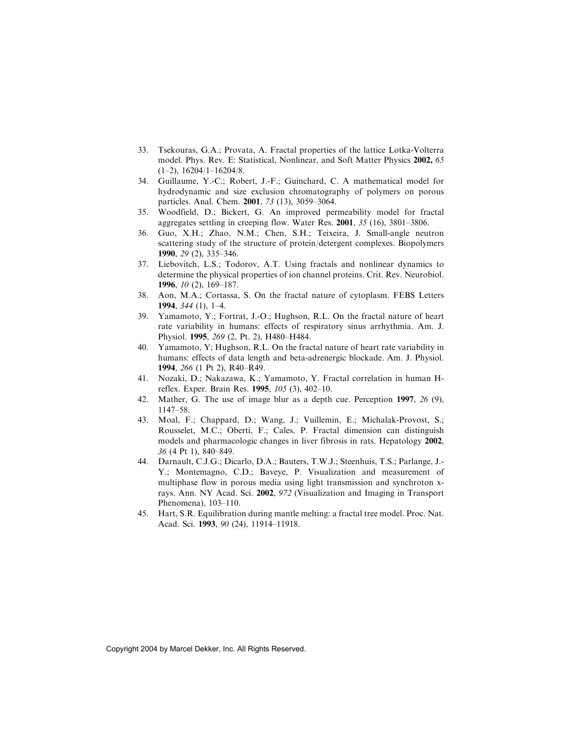33. Tsekouras, G.A.; Provata, A. Fractal properties of the lattice Lotka-Volterra model. Phys. Rev. E: Statistical, Nonlinear, and Soft Matter Physics **2002,** *65* (1–2), 16204/1–16204/8.
34. Guillaume, Y.-C.; Robert, J.-F.; Guinchard, C. A mathematical model for hydrodynamic and size exclusion chromatography of polymers on porous particles. Anal. Chem. **2001**, *73* (13), 3059–3064.
35. Woodfield, D.; Bickert, G. An improved permeability model for fractal aggregates settling in creeping flow. Water Res. **2001**, *35* (16), 3801–3806.
36. Guo, X.H.; Zhao, N.M.; Chen, S.H.; Teixeira, J. Small-angle neutron scattering study of the structure of protein/detergent complexes. Biopolymers **1990**, *29* (2), 335–346.
37. Liebovitch, L.S.; Todorov, A.T. Using fractals and nonlinear dynamics to determine the physical properties of ion channel proteins. Crit. Rev. Neurobiol. **1996**, *10* (2), 169–187.
38. Aon, M.A.; Cortassa, S. On the fractal nature of cytoplasm. FEBS Letters **1994**, *344* (1), 1–4.
39. Yamamoto, Y.; Fortrat, J.-O.; Hughson, R.L. On the fractal nature of heart rate variability in humans: effects of respiratory sinus arrhythmia. Am. J. Physiol. **1995**, *269* (2, Pt. 2), H480–H484.
40. Yamamoto, Y; Hughson, R.L. On the fractal nature of heart rate variability in humans: effects of data length and beta-adrenergic blockade. Am. J. Physiol. **1994**, *266* (1 Pt 2), R40–R49.
41. Nozaki, D.; Nakazawa, K.; Yamamoto, Y. Fractal correlation in human H-reflex. Exper. Brain Res. **1995**, *105* (3), 402–10.
42. Mather, G. The use of image blur as a depth cue. Perception **1997**, *26* (9), 1147–58.
43. Moal, F.; Chappard, D.; Wang, J.; Vuillemin, E.; Michalak-Provost, S.; Rousselet, M.C.; Oberti, F.; Cales, P. Fractal dimension can distinguish models and pharmacologic changes in liver fibrosis in rats. Hepatology **2002**, *36* (4 Pt 1), 840–849.
44. Darnault, C.J.G.; Dicarlo, D.A.; Bauters, T.W.J.; Steenhuis, T.S.; Parlange, J.-Y.; Montemagno, C.D.; Baveye, P. Visualization and measurement of multiphase flow in porous media using light transmission and synchroton x-rays. Ann. NY Acad. Sci. **2002**, *972* (Visualization and Imaging in Transport Phenomena), 103–110.
45. Hart, S.R. Equilibration during mantle melting: a fractal tree model. Proc. Nat. Acad. Sci. **1993**, *90* (24), 11914–11918.

Copyright 2004 by Marcel Dekker, Inc. All Rights Reserved.